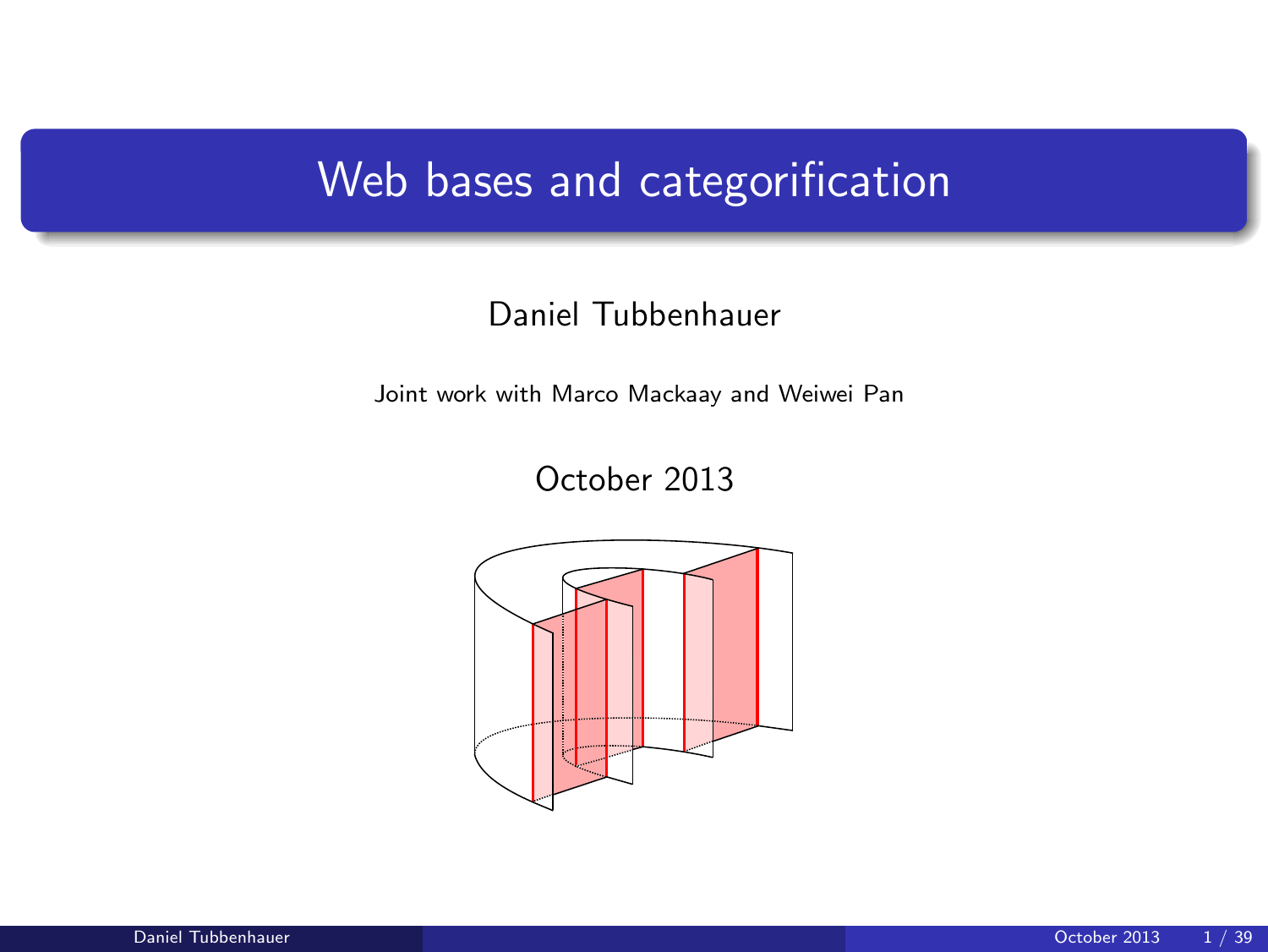# Web bases and categorification

Daniel Tubbenhauer

Joint work with Marco Mackaay and Weiwei Pan

October 2013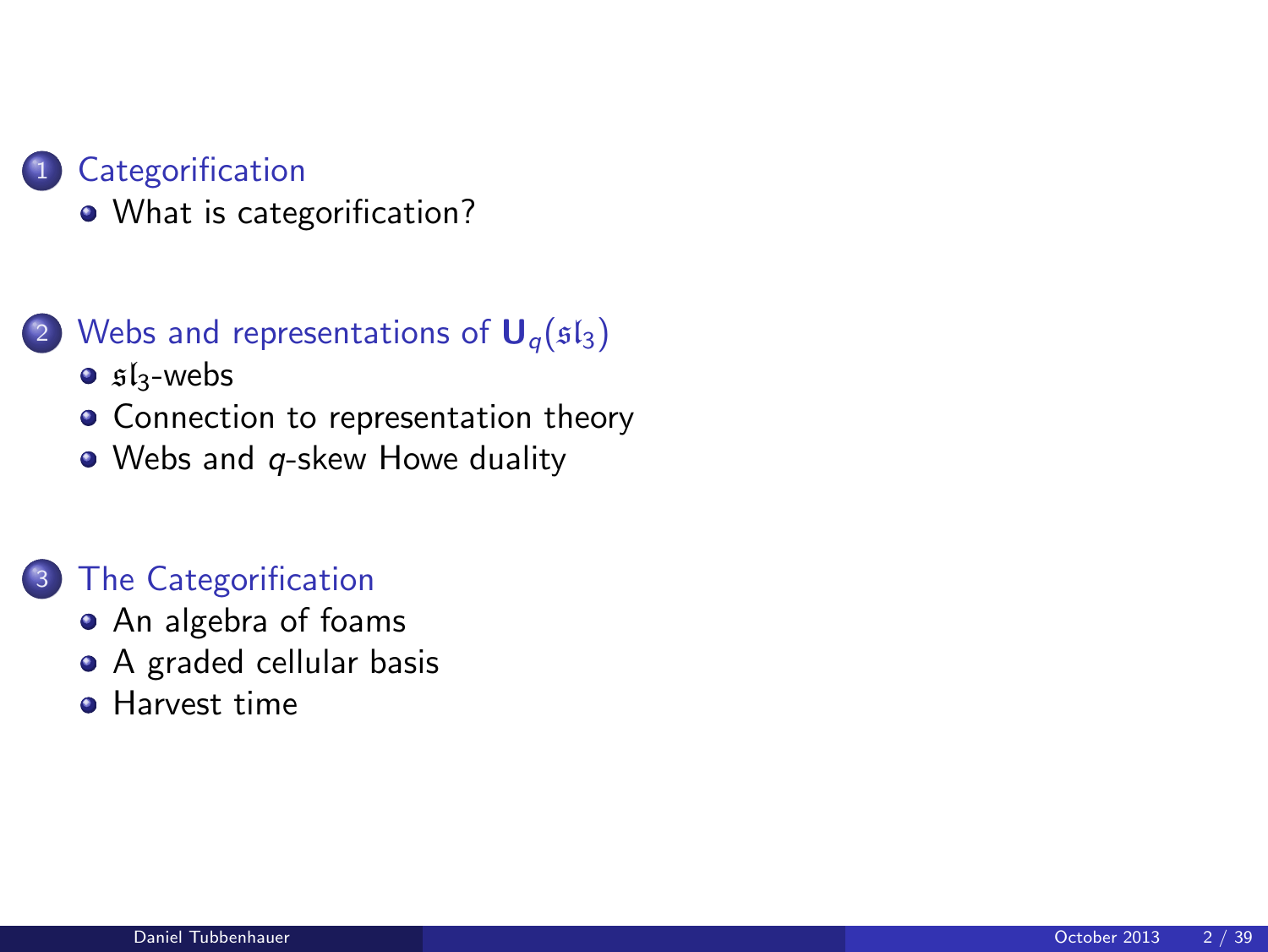1. Categorification
   - What is categorification?

2. Webs and representations of $\mathbf{U}_q(\mathfrak{sl}_3)$
   - $\mathfrak{sl}_3$-webs
   - Connection to representation theory
   - Webs and $q$-skew Howe duality

3. The Categorification
   - An algebra of foams
   - A graded cellular basis
   - Harvest time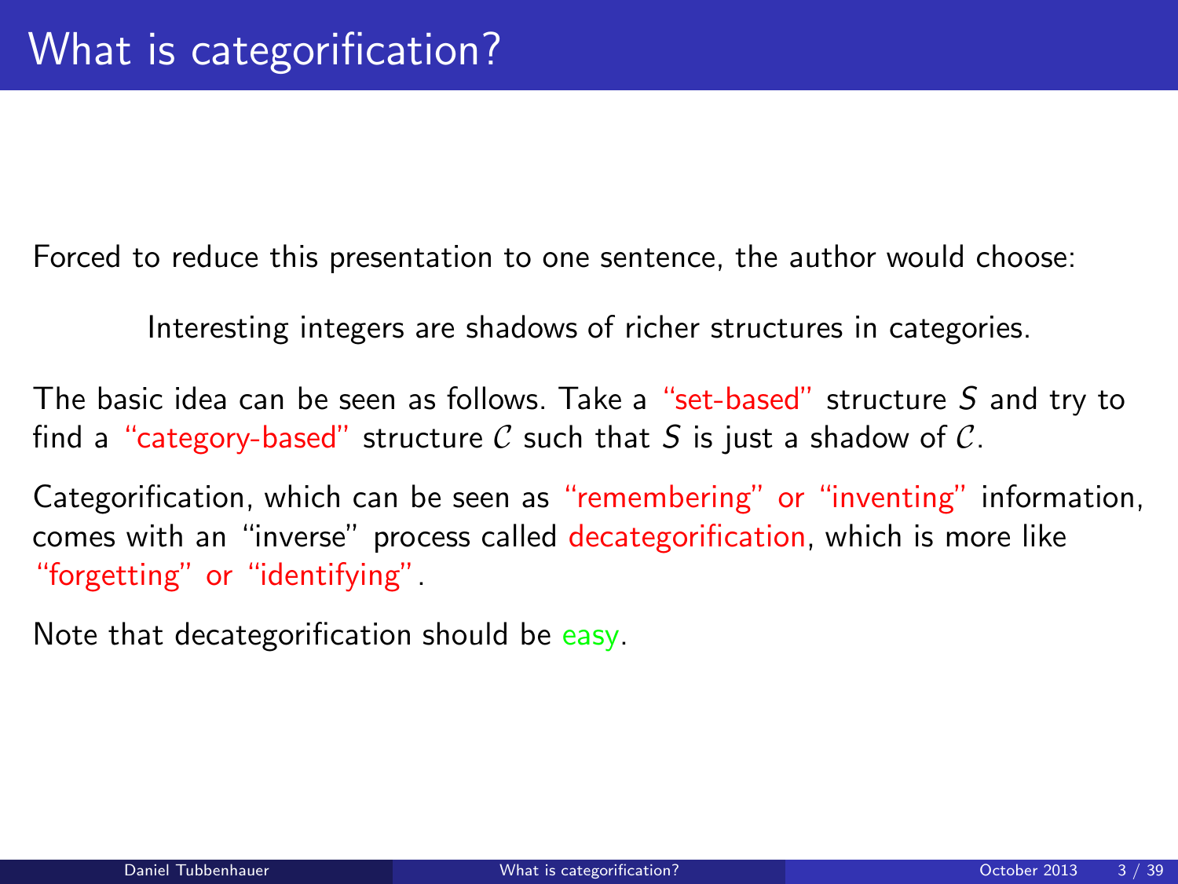# What is categorification?

Forced to reduce this presentation to one sentence, the author would choose:

Interesting integers are shadows of richer structures in categories.

The basic idea can be seen as follows. Take a "set-based" structure $S$ and try to find a "category-based" structure $\mathcal{C}$ such that $S$ is just a shadow of $\mathcal{C}$.

Categorification, which can be seen as "remembering" or "inventing" information, comes with an "inverse" process called decategorification, which is more like "forgetting" or "identifying".

Note that decategorification should be easy.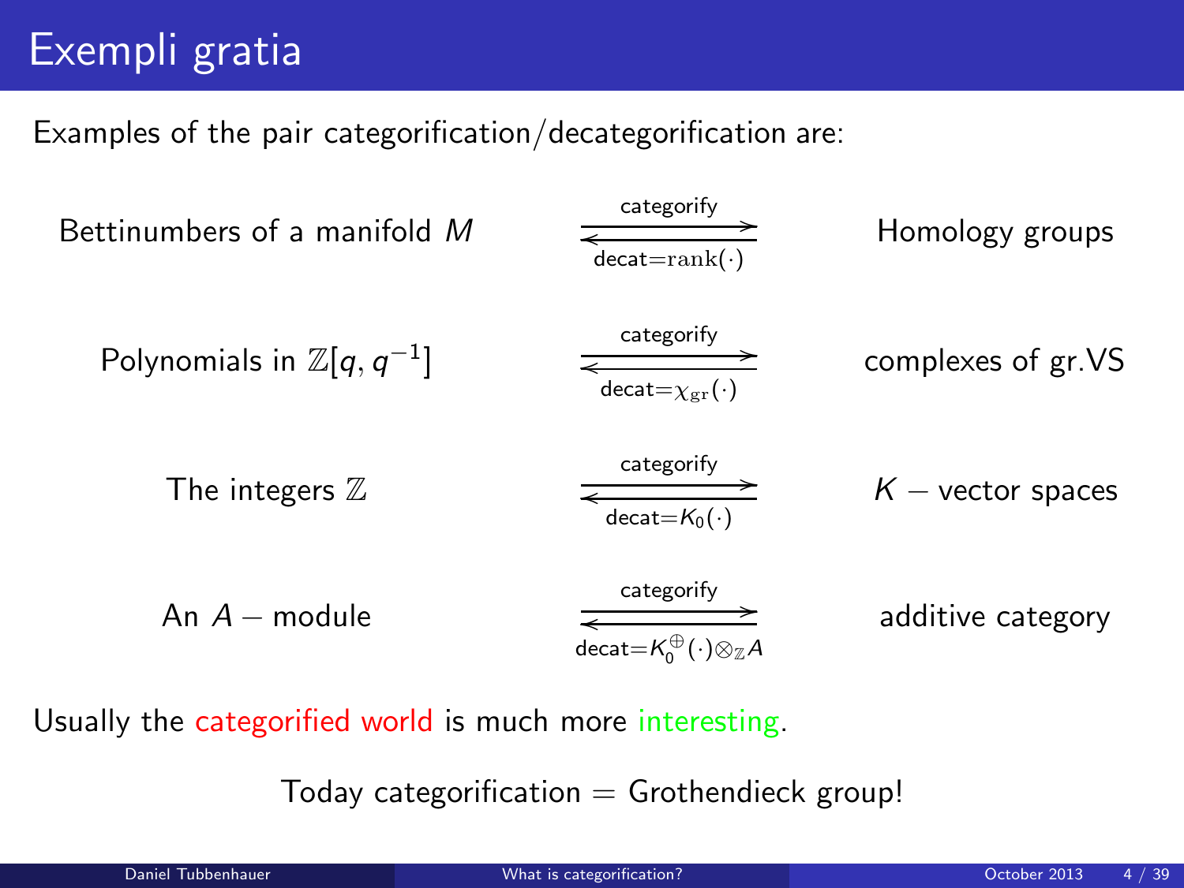# Exempli gratia

Examples of the pair categorification/decategorification are:

| | | |
|---|---|---|
| Bettinumbers of a manifold $M$ | $\underset{\text{decat}=\mathrm{rank}(\cdot)}{\overset{\text{categorify}}{\rightleftarrows}}$ | Homology groups |
| Polynomials in $\mathbb{Z}[q, q^{-1}]$ | $\underset{\text{decat}=\chi_{\mathrm{gr}}(\cdot)}{\overset{\text{categorify}}{\rightleftarrows}}$ | complexes of gr.VS |
| The integers $\mathbb{Z}$ | $\underset{\text{decat}=K_0(\cdot)}{\overset{\text{categorify}}{\rightleftarrows}}$ | $K$ − vector spaces |
| An $A$ − module | $\underset{\text{decat}=K_0^{\oplus}(\cdot)\otimes_{\mathbb{Z}}A}{\overset{\text{categorify}}{\rightleftarrows}}$ | additive category |

Usually the categorified world is much more interesting.

Today categorification = Grothendieck group!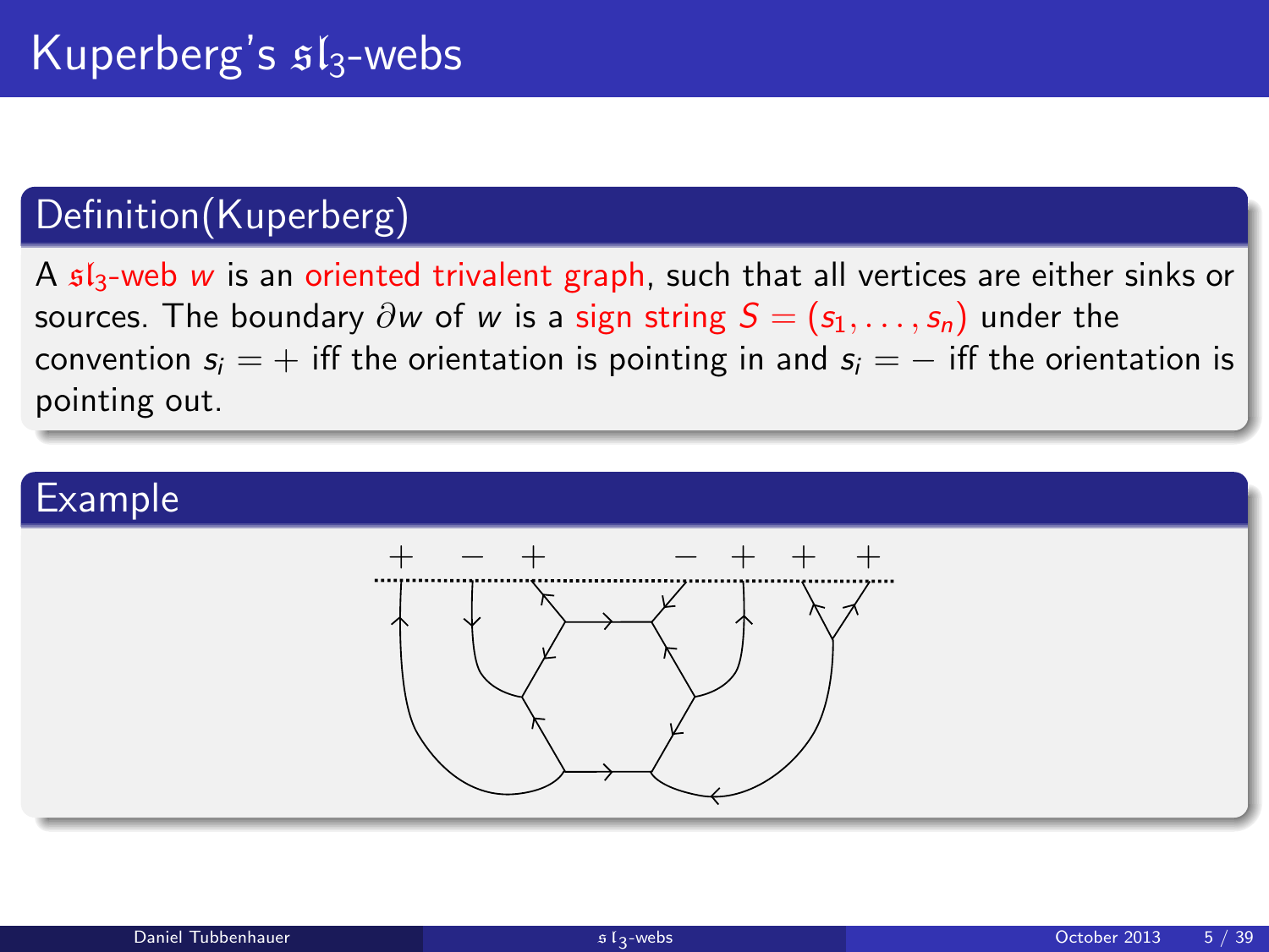# Kuperberg's $\mathfrak{sl}_3$-webs

## Definition(Kuperberg)

A $\mathfrak{sl}_3$-web $w$ is an oriented trivalent graph, such that all vertices are either sinks or sources. The boundary $\partial w$ of $w$ is a sign string $S = (s_1, \ldots, s_n)$ under the convention $s_i = +$ iff the orientation is pointing in and $s_i = -$ iff the orientation is pointing out.

## Example

$+ \quad - \quad + \qquad - \quad + \quad + \quad +$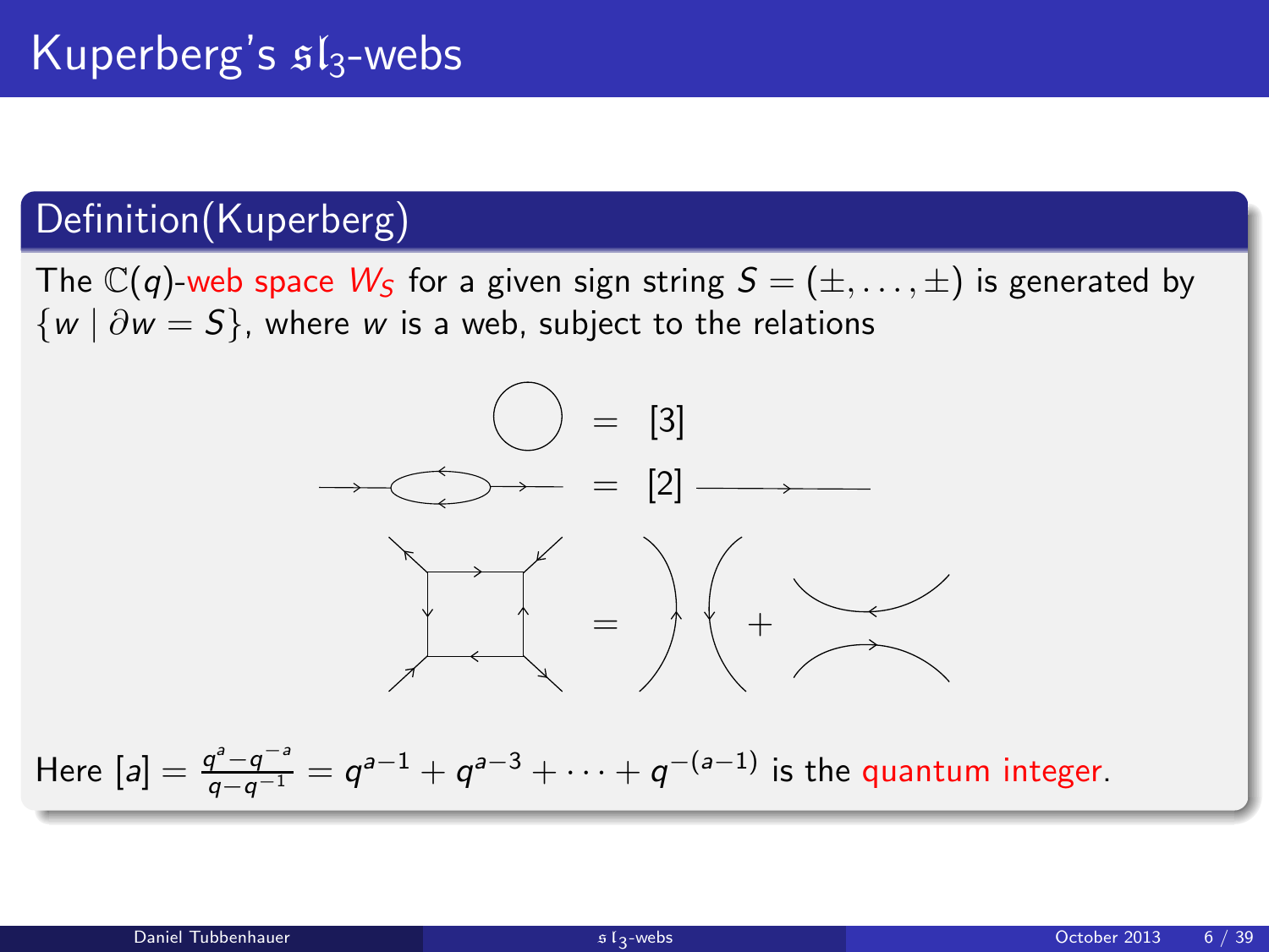# Kuperberg's $\mathfrak{sl}_3$-webs

## Definition(Kuperberg)

The $\mathbb{C}(q)$-web space $W_S$ for a given sign string $S = (\pm, \dots, \pm)$ is generated by $\{w \mid \partial w = S\}$, where $w$ is a web, subject to the relations

$$\bigcirc = [3]$$

$$\longrightarrow\!\bigcirc\!\longrightarrow \; = [2] \longrightarrow$$

$$\square = )( + \asymp$$

Here $[a] = \frac{q^a - q^{-a}}{q - q^{-1}} = q^{a-1} + q^{a-3} + \cdots + q^{-(a-1)}$ is the quantum integer.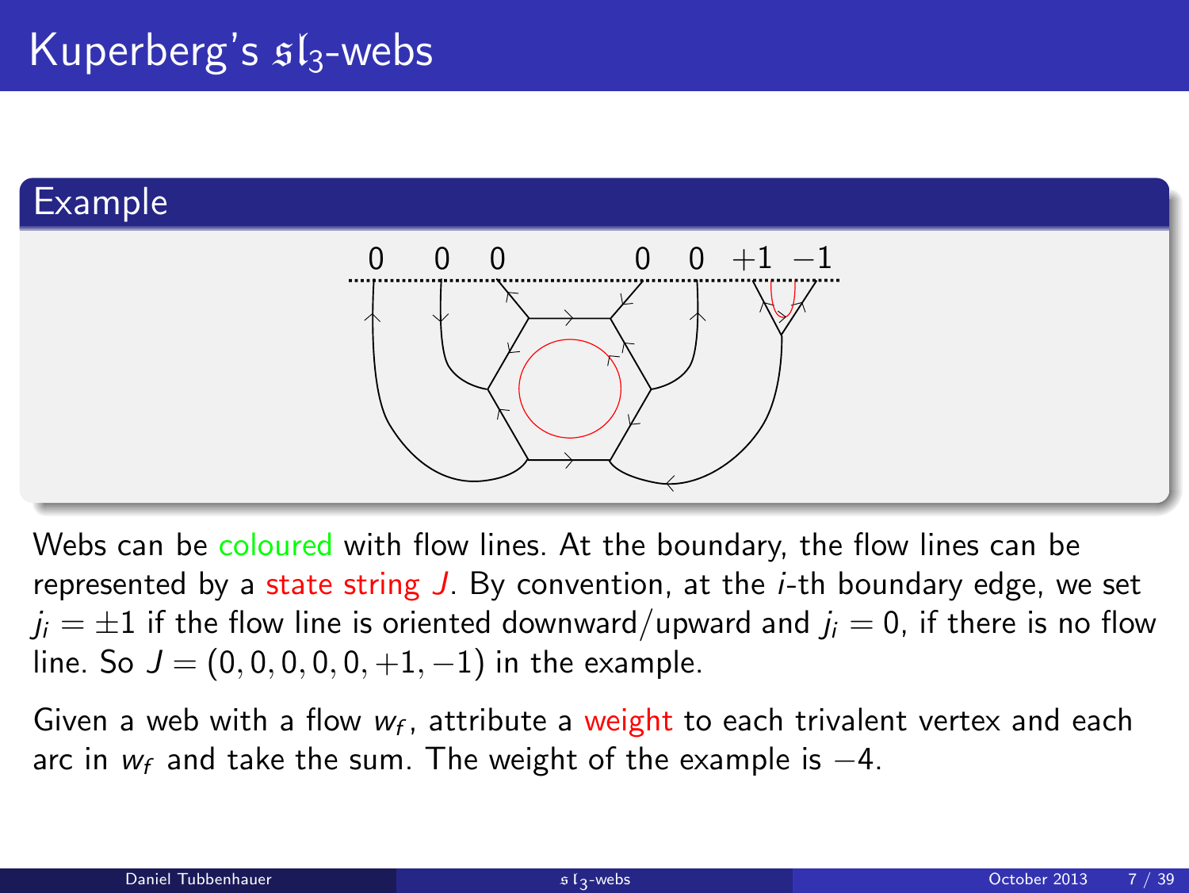# Kuperberg's $\mathfrak{sl}_3$-webs

## Example

0 0 0 0 0 +1 −1

Webs can be coloured with flow lines. At the boundary, the flow lines can be represented by a state string $J$. By convention, at the $i$-th boundary edge, we set $j_i = \pm 1$ if the flow line is oriented downward/upward and $j_i = 0$, if there is no flow line. So $J = (0, 0, 0, 0, 0, +1, -1)$ in the example.

Given a web with a flow $w_f$, attribute a weight to each trivalent vertex and each arc in $w_f$ and take the sum. The weight of the example is $-4$.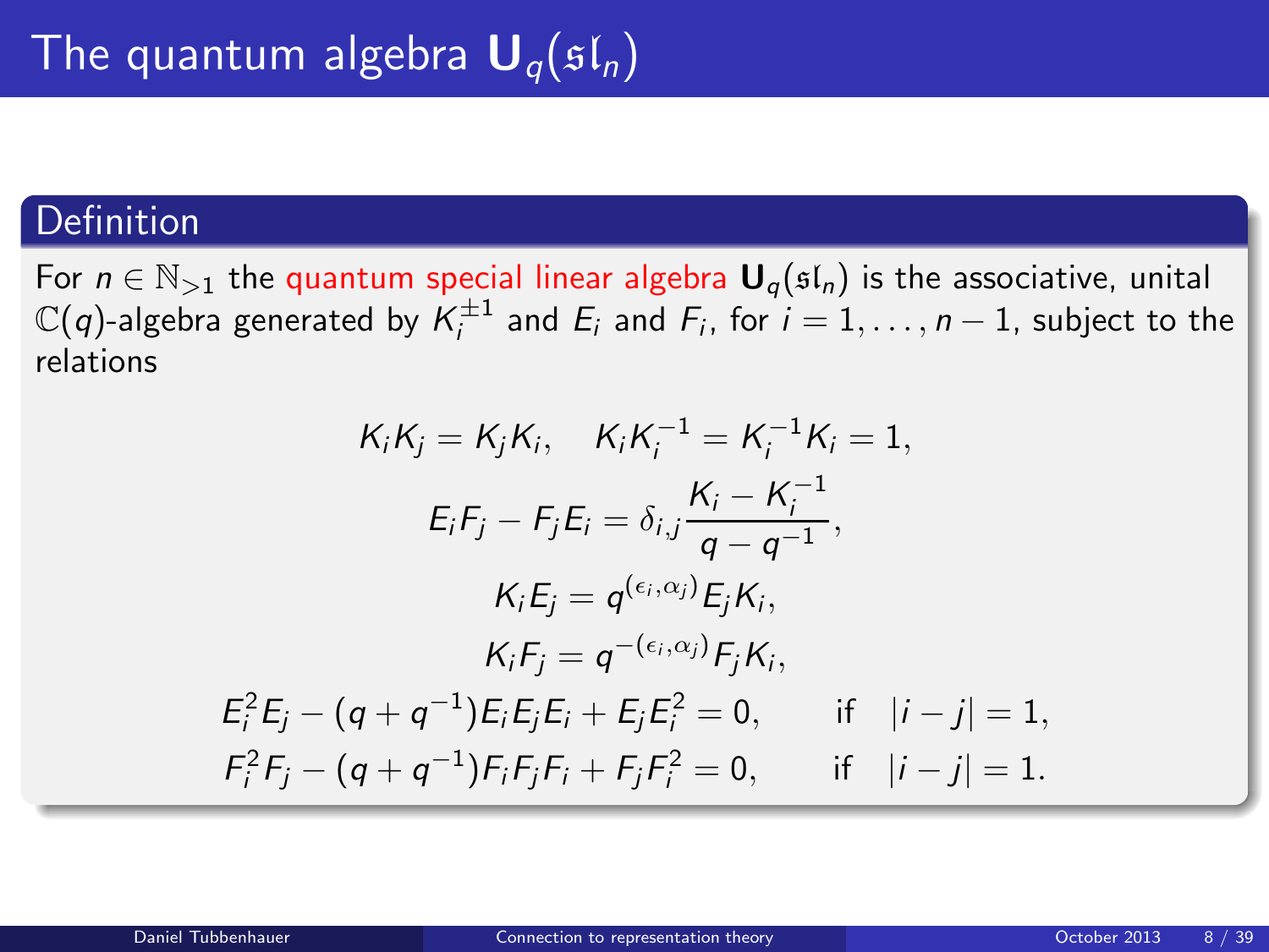# The quantum algebra $\mathbf{U}_q(\mathfrak{sl}_n)$

## Definition

For $n \in \mathbb{N}_{>1}$ the quantum special linear algebra $\mathbf{U}_q(\mathfrak{sl}_n)$ is the associative, unital $\mathbb{C}(q)$-algebra generated by $K_i^{\pm 1}$ and $E_i$ and $F_i$, for $i = 1, \ldots, n-1$, subject to the relations

$$K_i K_j = K_j K_i, \quad K_i K_i^{-1} = K_i^{-1} K_i = 1,$$

$$E_i F_j - F_j E_i = \delta_{i,j} \frac{K_i - K_i^{-1}}{q - q^{-1}},$$

$$K_i E_j = q^{(\epsilon_i, \alpha_j)} E_j K_i,$$

$$K_i F_j = q^{-(\epsilon_i, \alpha_j)} F_j K_i,$$

$$E_i^2 E_j - (q + q^{-1}) E_i E_j E_i + E_j E_i^2 = 0, \qquad \text{if} \quad |i - j| = 1,$$

$$F_i^2 F_j - (q + q^{-1}) F_i F_j F_i + F_j F_i^2 = 0, \qquad \text{if} \quad |i - j| = 1.$$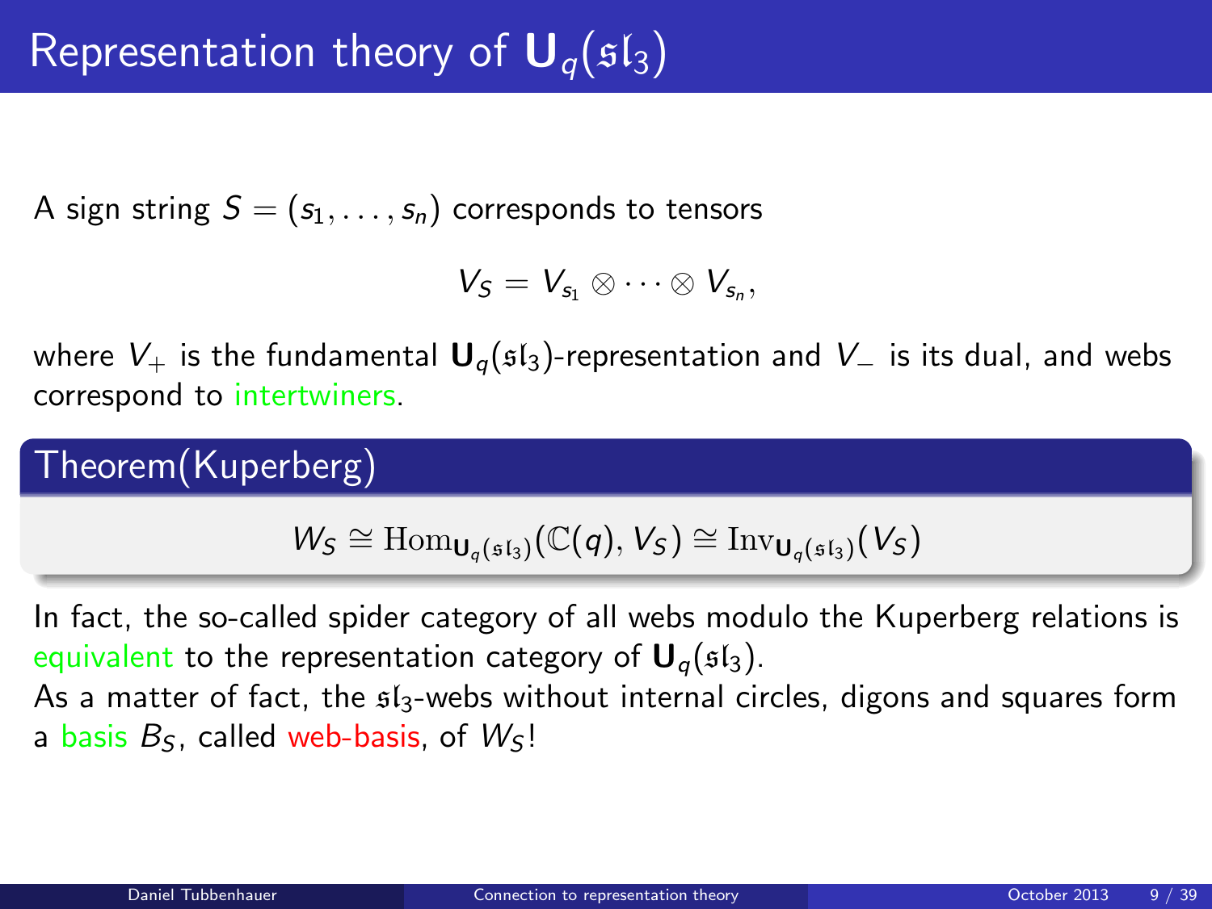# Representation theory of $\mathbf{U}_q(\mathfrak{sl}_3)$

A sign string $S = (s_1, \ldots, s_n)$ corresponds to tensors

$$V_S = V_{s_1} \otimes \cdots \otimes V_{s_n},$$

where $V_+$ is the fundamental $\mathbf{U}_q(\mathfrak{sl}_3)$-representation and $V_-$ is its dual, and webs correspond to intertwiners.

## Theorem(Kuperberg)

$$W_S \cong \mathrm{Hom}_{\mathbf{U}_q(\mathfrak{sl}_3)}(\mathbb{C}(q), V_S) \cong \mathrm{Inv}_{\mathbf{U}_q(\mathfrak{sl}_3)}(V_S)$$

In fact, the so-called spider category of all webs modulo the Kuperberg relations is equivalent to the representation category of $\mathbf{U}_q(\mathfrak{sl}_3)$.

As a matter of fact, the $\mathfrak{sl}_3$-webs without internal circles, digons and squares form a basis $B_S$, called web-basis, of $W_S$!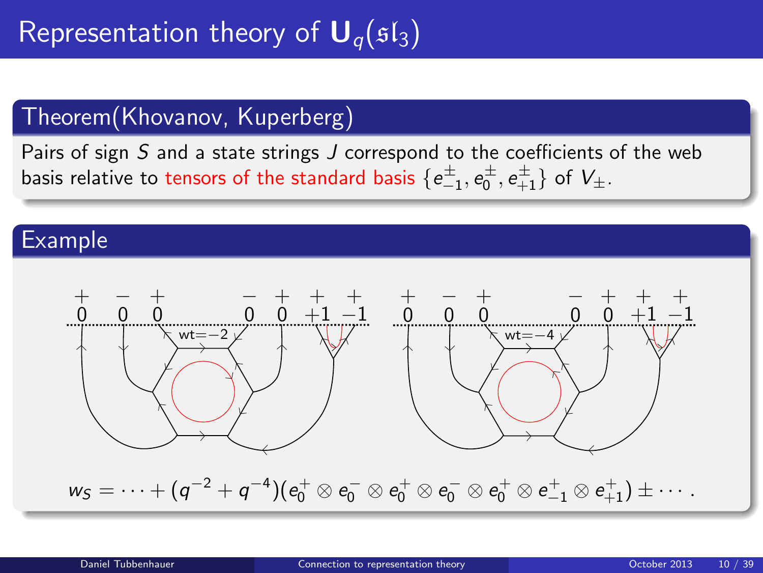# Representation theory of $\mathbf{U}_q(\mathfrak{sl}_3)$

## Theorem(Khovanov, Kuperberg)

Pairs of sign $S$ and a state strings $J$ correspond to the coefficients of the web basis relative to tensors of the standard basis $\{e^{\pm}_{-1}, e^{\pm}_{0}, e^{\pm}_{+1}\}$ of $V_{\pm}$.

## Example

$$w_S = \cdots + (q^{-2} + q^{-4})(e^+_0 \otimes e^-_0 \otimes e^+_0 \otimes e^-_0 \otimes e^+_0 \otimes e^+_{-1} \otimes e^+_{+1}) \pm \cdots .$$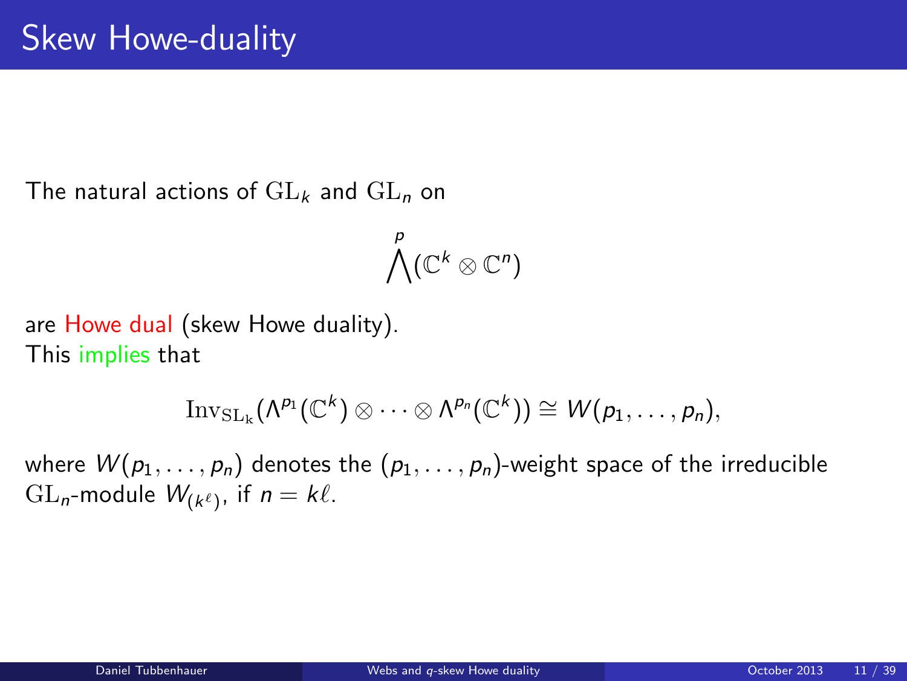# Skew Howe-duality

The natural actions of $\mathrm{GL}_k$ and $\mathrm{GL}_n$ on

$$\bigwedge^p(\mathbb{C}^k \otimes \mathbb{C}^n)$$

are Howe dual (skew Howe duality).
This implies that

$$\mathrm{Inv}_{\mathrm{SL_k}}(\Lambda^{p_1}(\mathbb{C}^k) \otimes \cdots \otimes \Lambda^{p_n}(\mathbb{C}^k)) \cong W(p_1, \ldots, p_n),$$

where $W(p_1, \ldots, p_n)$ denotes the $(p_1, \ldots, p_n)$-weight space of the irreducible $\mathrm{GL}_n$-module $W_{(k^\ell)}$, if $n = k\ell$.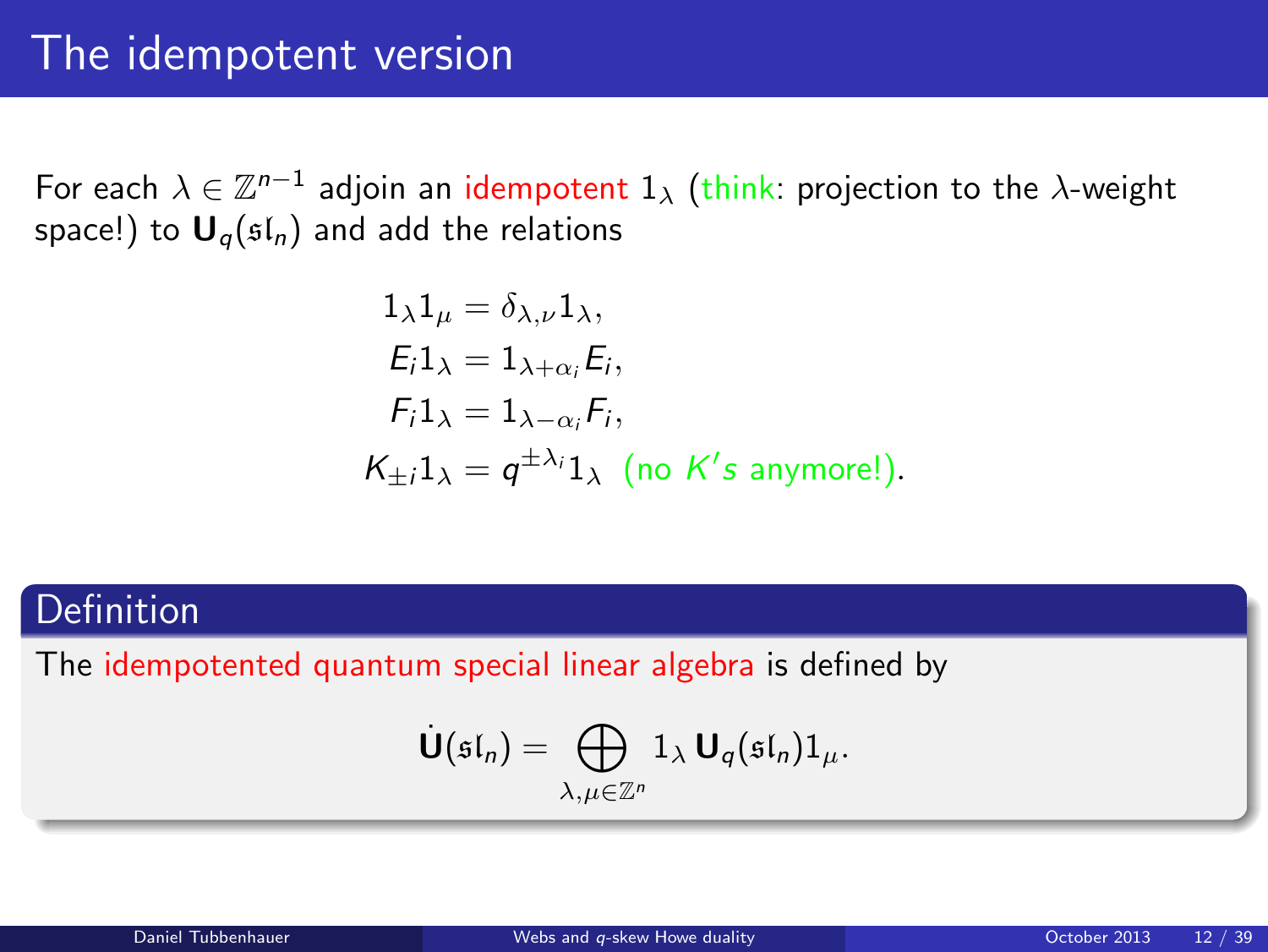# The idempotent version

For each $\lambda \in \mathbb{Z}^{n-1}$ adjoin an idempotent $1_\lambda$ (think: projection to the $\lambda$-weight space!) to $\mathbf{U}_q(\mathfrak{sl}_n)$ and add the relations

$$
\begin{aligned}
1_\lambda 1_\mu &= \delta_{\lambda,\nu} 1_\lambda, \\
E_i 1_\lambda &= 1_{\lambda+\alpha_i} E_i, \\
F_i 1_\lambda &= 1_{\lambda-\alpha_i} F_i, \\
K_{\pm i} 1_\lambda &= q^{\pm \lambda_i} 1_\lambda \ \text{ (no } K's \text{ anymore!)}.
\end{aligned}
$$

## Definition

The idempotented quantum special linear algebra is defined by

$$
\dot{\mathbf{U}}(\mathfrak{sl}_n) = \bigoplus_{\lambda,\mu \in \mathbb{Z}^n} 1_\lambda \, \mathbf{U}_q(\mathfrak{sl}_n) 1_\mu.
$$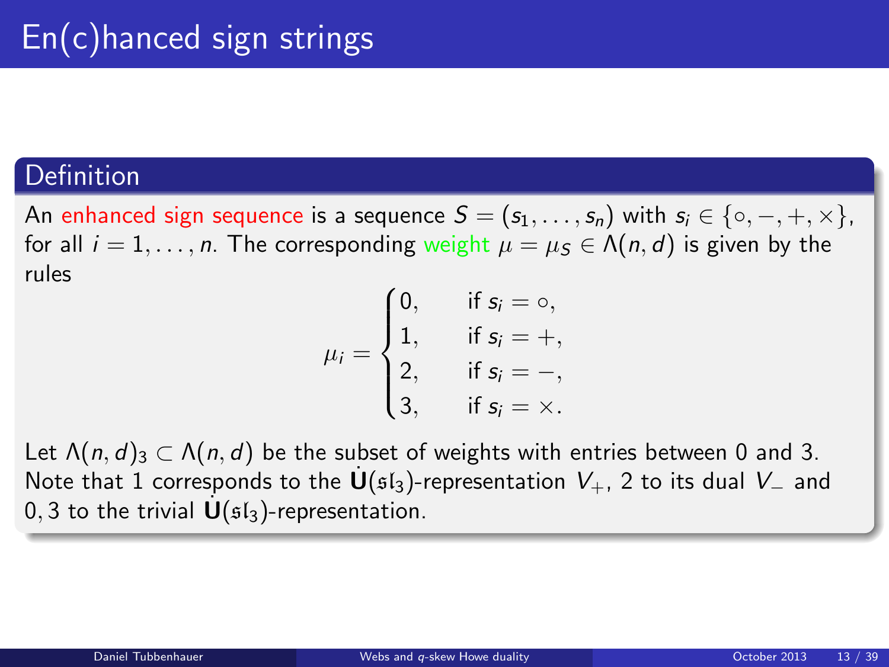# En(c)hanced sign strings

## Definition

An enhanced sign sequence is a sequence $S = (s_1, \ldots, s_n)$ with $s_i \in \{\circ, -, +, \times\}$, for all $i = 1, \ldots, n$. The corresponding weight $\mu = \mu_S \in \Lambda(n,d)$ is given by the rules

$$\mu_i = \begin{cases} 0, & \text{if } s_i = \circ, \\ 1, & \text{if } s_i = +, \\ 2, & \text{if } s_i = -, \\ 3, & \text{if } s_i = \times. \end{cases}$$

Let $\Lambda(n,d)_3 \subset \Lambda(n,d)$ be the subset of weights with entries between 0 and 3. Note that 1 corresponds to the $\dot{\mathbf{U}}(\mathfrak{sl}_3)$-representation $V_+$, 2 to its dual $V_-$ and $0, 3$ to the trivial $\dot{\mathbf{U}}(\mathfrak{sl}_3)$-representation.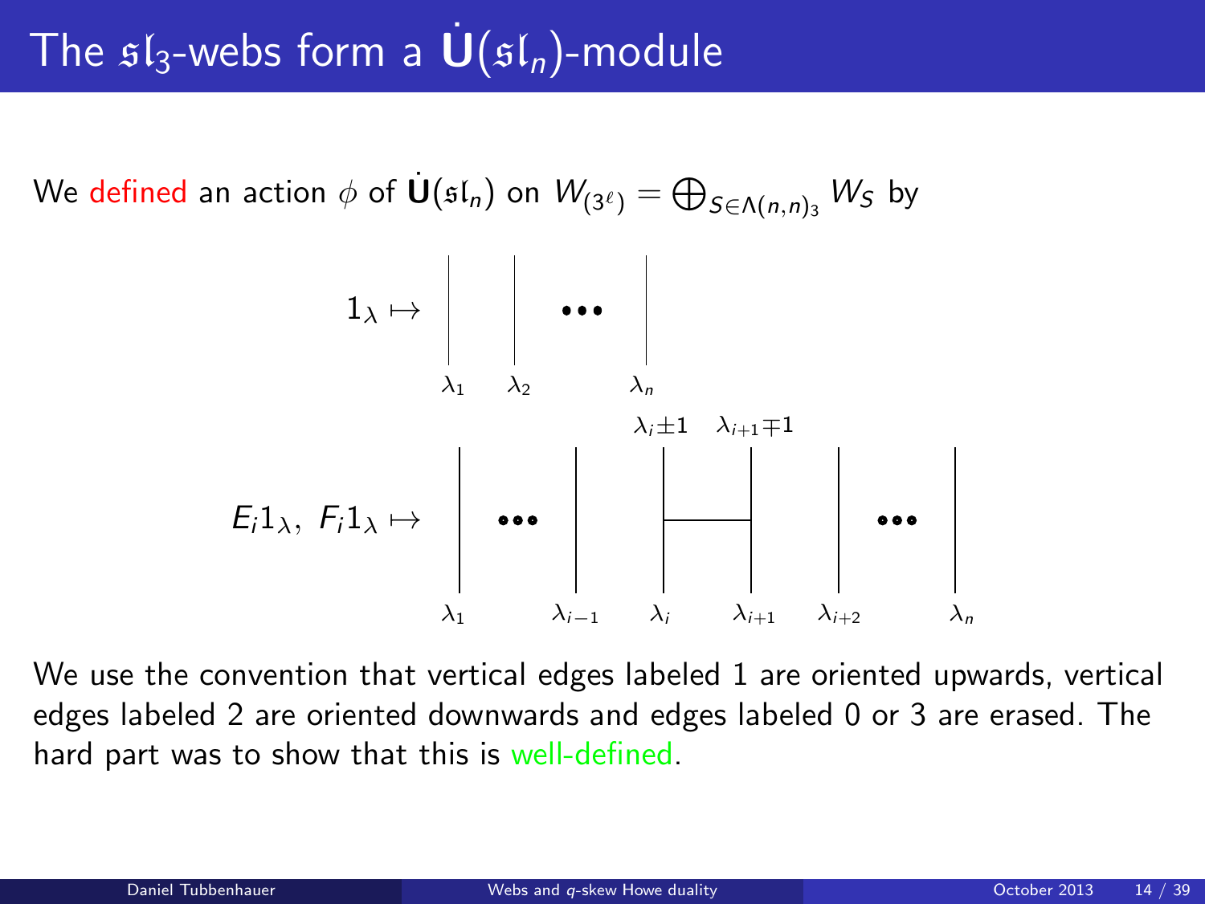# The $\mathfrak{sl}_3$-webs form a $\dot{\mathbf{U}}(\mathfrak{sl}_n)$-module

We defined an action $\phi$ of $\dot{\mathbf{U}}(\mathfrak{sl}_n)$ on $W_{(3^\ell)} = \bigoplus_{S \in \Lambda(n,n)_3} W_S$ by

$1_\lambda \mapsto$ (vertical lines labeled $\lambda_1$, $\lambda_2$, $\cdots$, $\lambda_n$)

$E_i 1_\lambda,\ F_i 1_\lambda \mapsto$ (vertical lines labeled $\lambda_1$, $\cdots$, $\lambda_{i-1}$, $\lambda_i$, $\lambda_{i+1}$, $\lambda_{i+2}$, $\cdots$, $\lambda_n$, with a horizontal edge between the strands $\lambda_i$ and $\lambda_{i+1}$, which become $\lambda_i \pm 1$ and $\lambda_{i+1} \mp 1$ at the top)

We use the convention that vertical edges labeled 1 are oriented upwards, vertical edges labeled 2 are oriented downwards and edges labeled 0 or 3 are erased. The hard part was to show that this is well-defined.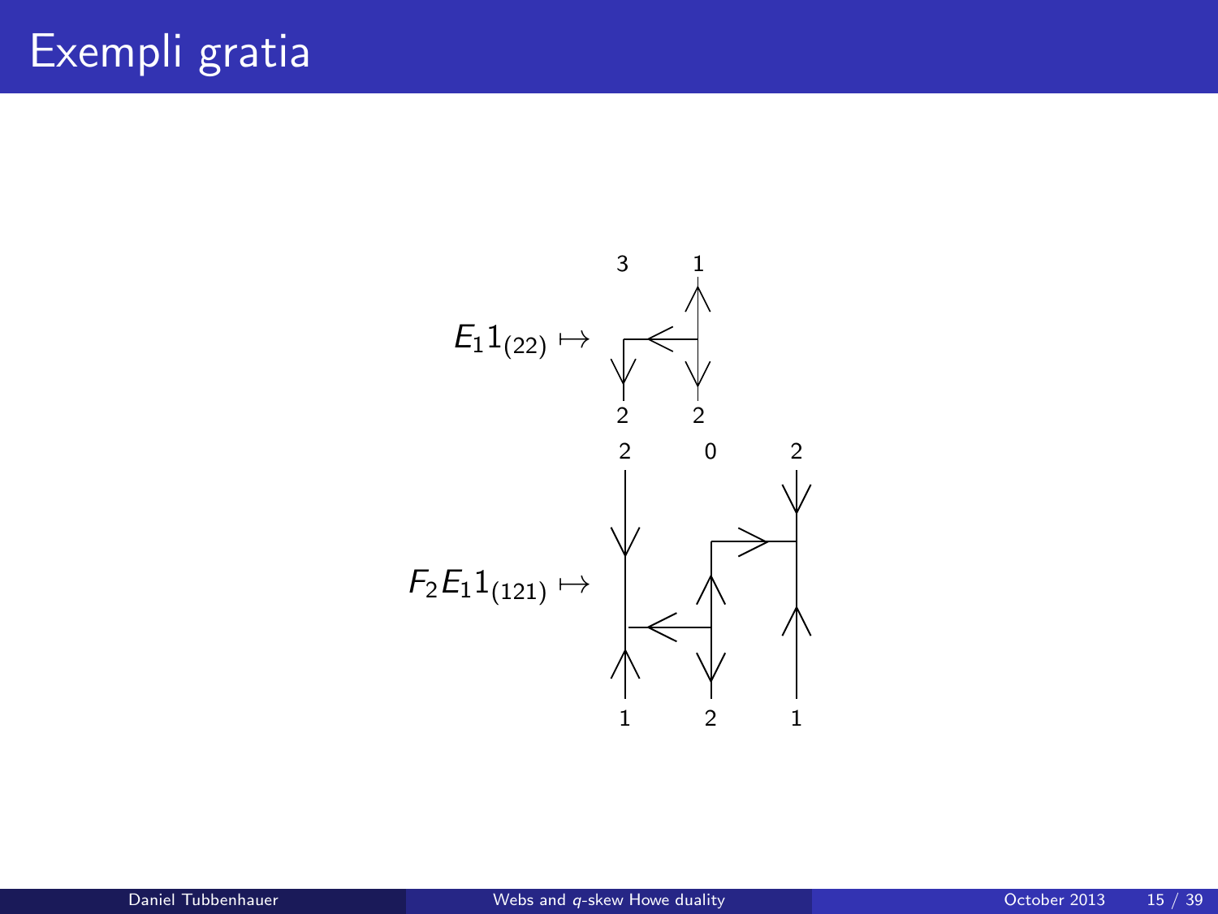# Exempli gratia

$E_1 1_{(22)} \mapsto$

$F_2 E_1 1_{(121)} \mapsto$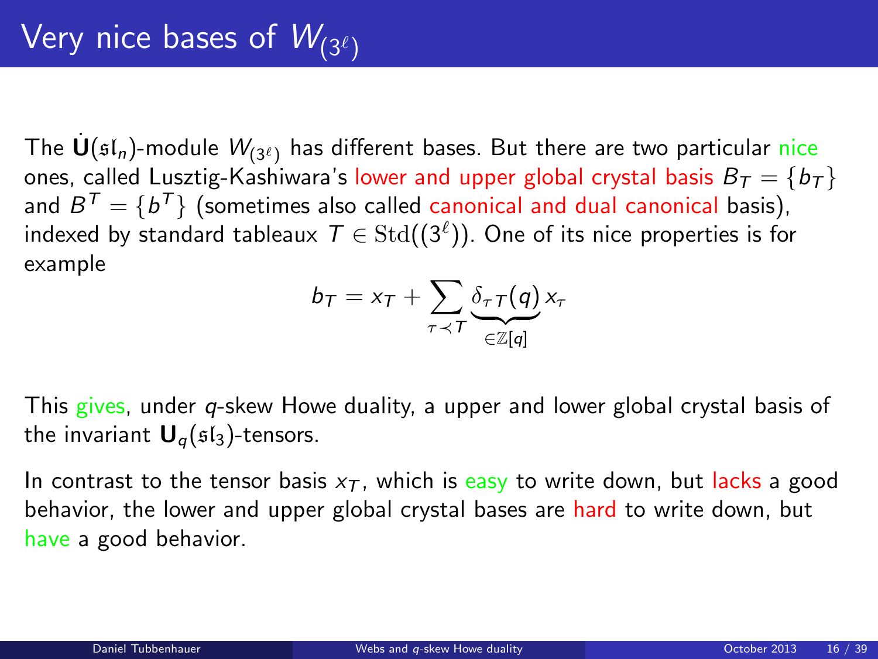# Very nice bases of $W_{(3^\ell)}$

The $\dot{\mathbf{U}}(\mathfrak{sl}_n)$-module $W_{(3^\ell)}$ has different bases. But there are two particular nice ones, called Lusztig-Kashiwara's lower and upper global crystal basis $B_T = \{b_T\}$ and $B^T = \{b^T\}$ (sometimes also called canonical and dual canonical basis), indexed by standard tableaux $T \in \mathrm{Std}((3^\ell))$. One of its nice properties is for example

$$b_T = x_T + \sum_{\tau \prec T} \underbrace{\delta_{\tau T}(q)}_{\in \mathbb{Z}[q]} x_\tau$$

This gives, under $q$-skew Howe duality, a upper and lower global crystal basis of the invariant $\mathbf{U}_q(\mathfrak{sl}_3)$-tensors.

In contrast to the tensor basis $x_T$, which is easy to write down, but lacks a good behavior, the lower and upper global crystal bases are hard to write down, but have a good behavior.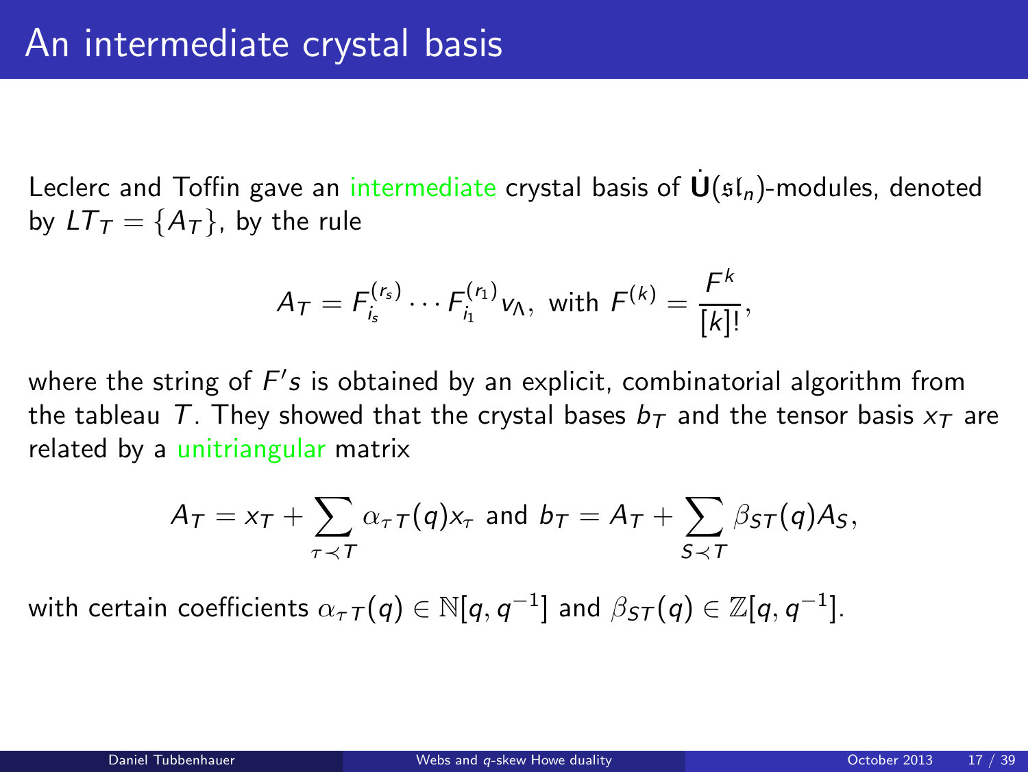# An intermediate crystal basis

Leclerc and Toffin gave an intermediate crystal basis of $\dot{\mathbf{U}}(\mathfrak{sl}_n)$-modules, denoted by $LT_T = \{A_T\}$, by the rule

$$A_T = F_{i_s}^{(r_s)} \cdots F_{i_1}^{(r_1)} v_\Lambda, \text{ with } F^{(k)} = \frac{F^k}{[k]!},$$

where the string of $F's$ is obtained by an explicit, combinatorial algorithm from the tableau $T$. They showed that the crystal bases $b_T$ and the tensor basis $x_T$ are related by a unitriangular matrix

$$A_T = x_T + \sum_{\tau \prec T} \alpha_{\tau T}(q) x_\tau \text{ and } b_T = A_T + \sum_{S \prec T} \beta_{ST}(q) A_S,$$

with certain coefficients $\alpha_{\tau T}(q) \in \mathbb{N}[q, q^{-1}]$ and $\beta_{ST}(q) \in \mathbb{Z}[q, q^{-1}]$.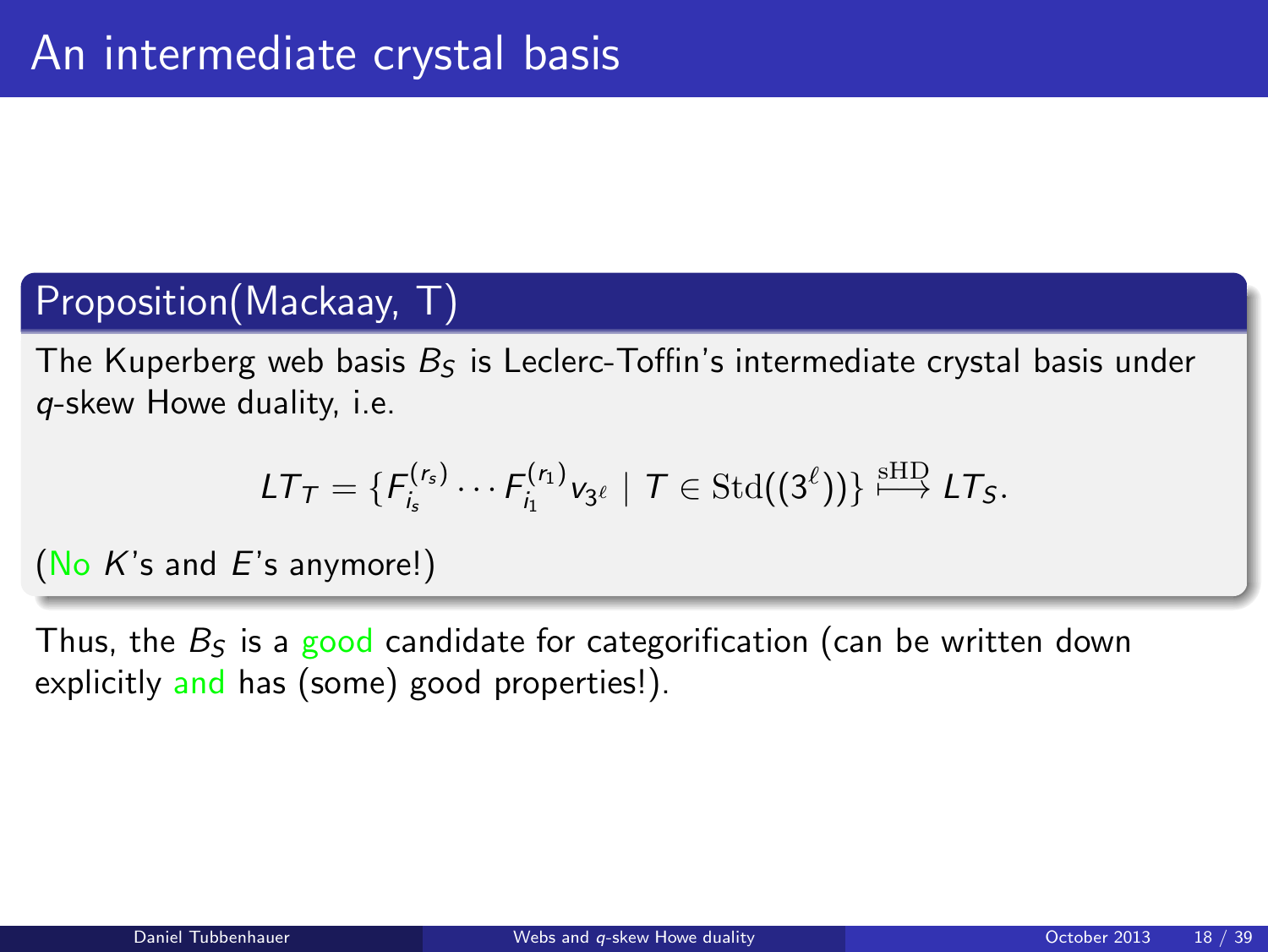# An intermediate crystal basis

**Proposition(Mackaay, T)**

The Kuperberg web basis $B_S$ is Leclerc-Toffin's intermediate crystal basis under $q$-skew Howe duality, i.e.

$$LT_T = \{F_{i_s}^{(r_s)} \cdots F_{i_1}^{(r_1)} v_{3^\ell} \mid T \in \mathrm{Std}((3^\ell))\} \overset{\mathrm{sHD}}{\longmapsto} LT_S.$$

(No $K$'s and $E$'s anymore!)

Thus, the $B_S$ is a good candidate for categorification (can be written down explicitly and has (some) good properties!).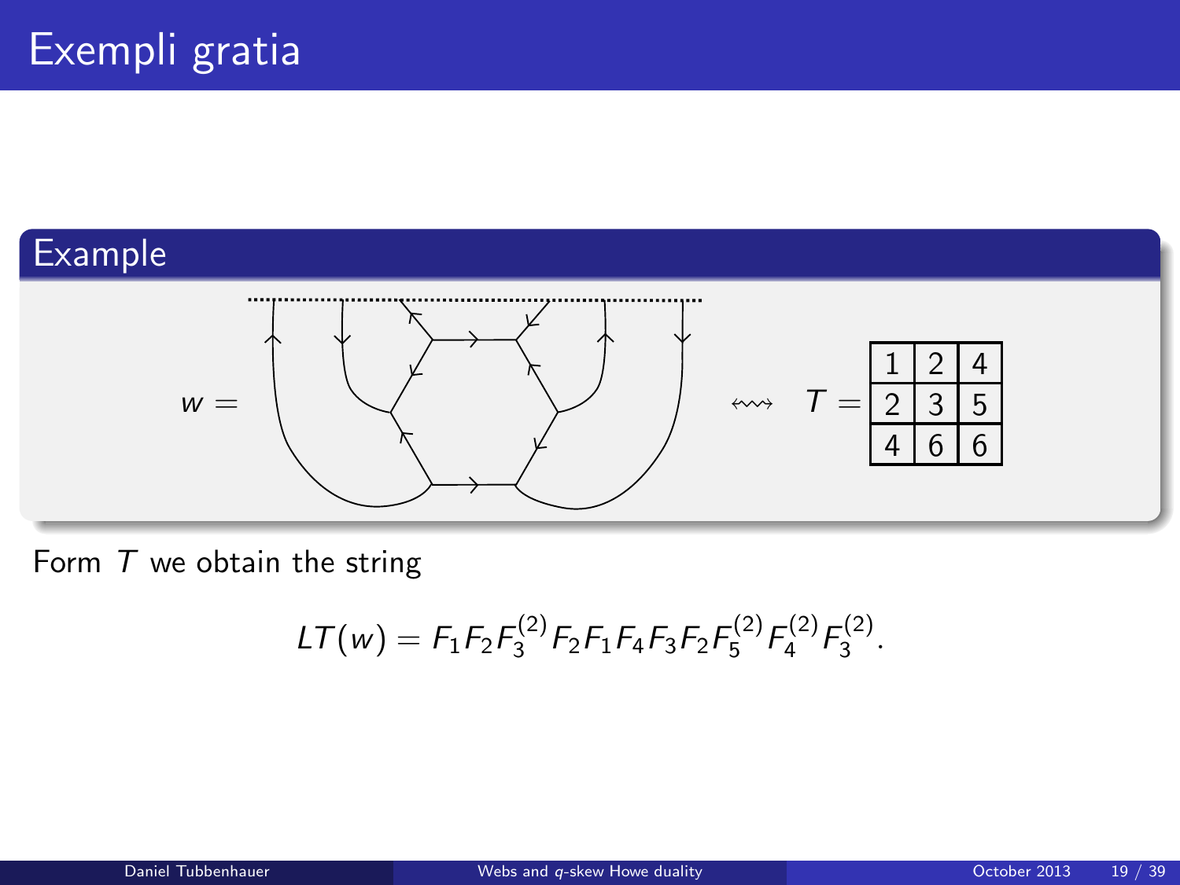# Exempli gratia

## Example

$w =$ $\quad\leftrightsquigarrow\quad$ $T =$

| 1 | 2 | 4 |
|---|---|---|
| 2 | 3 | 5 |
| 4 | 6 | 6 |

Form $T$ we obtain the string

$$LT(w) = F_1 F_2 F_3^{(2)} F_2 F_1 F_4 F_3 F_2 F_5^{(2)} F_4^{(2)} F_3^{(2)}.$$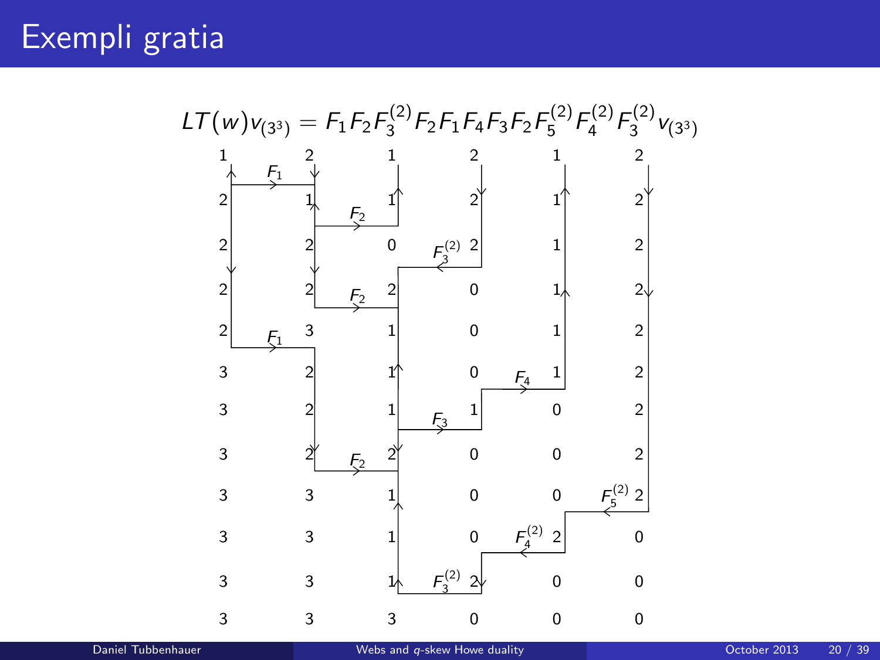# Exempli gratia

$$LT(w)v_{(3^3)} = F_1F_2F_3^{(2)}F_2F_1F_4F_3F_2F_5^{(2)}F_4^{(2)}F_3^{(2)}v_{(3^3)}$$

| | | | | | |
|---|---|---|---|---|---|
| 1 | 2 | 1 | 2 | 1 | 2 |
| 2 | 1 | 1 | 2 | 1 | 2 |
| 2 | 2 | 0 | 2 | 1 | 2 |
| 2 | 2 | 2 | 0 | 1 | 2 |
| 2 | 3 | 1 | 0 | 1 | 2 |
| 3 | 2 | 1 | 0 | 1 | 2 |
| 3 | 2 | 1 | 1 | 0 | 2 |
| 3 | 2 | 2 | 0 | 0 | 2 |
| 3 | 3 | 1 | 0 | 0 | 2 |
| 3 | 3 | 1 | 0 | 2 | 0 |
| 3 | 3 | 1 | 2 | 0 | 0 |
| 3 | 3 | 3 | 0 | 0 | 0 |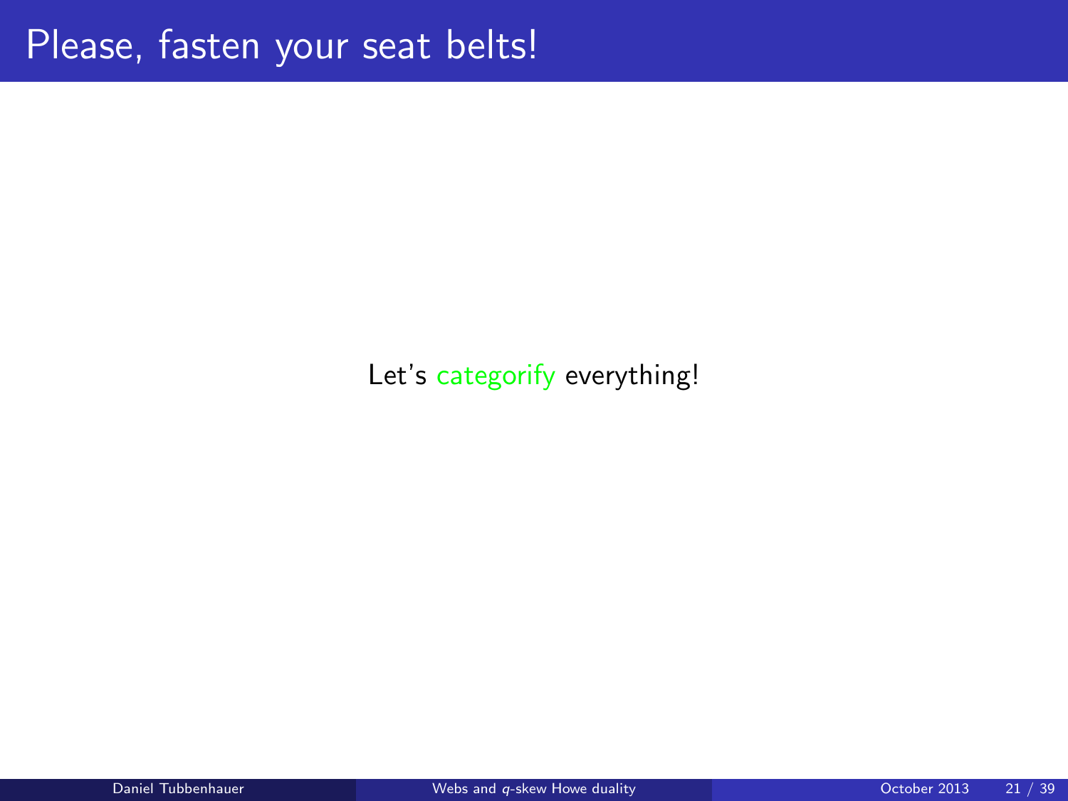# Please, fasten your seat belts!

Let's categorify everything!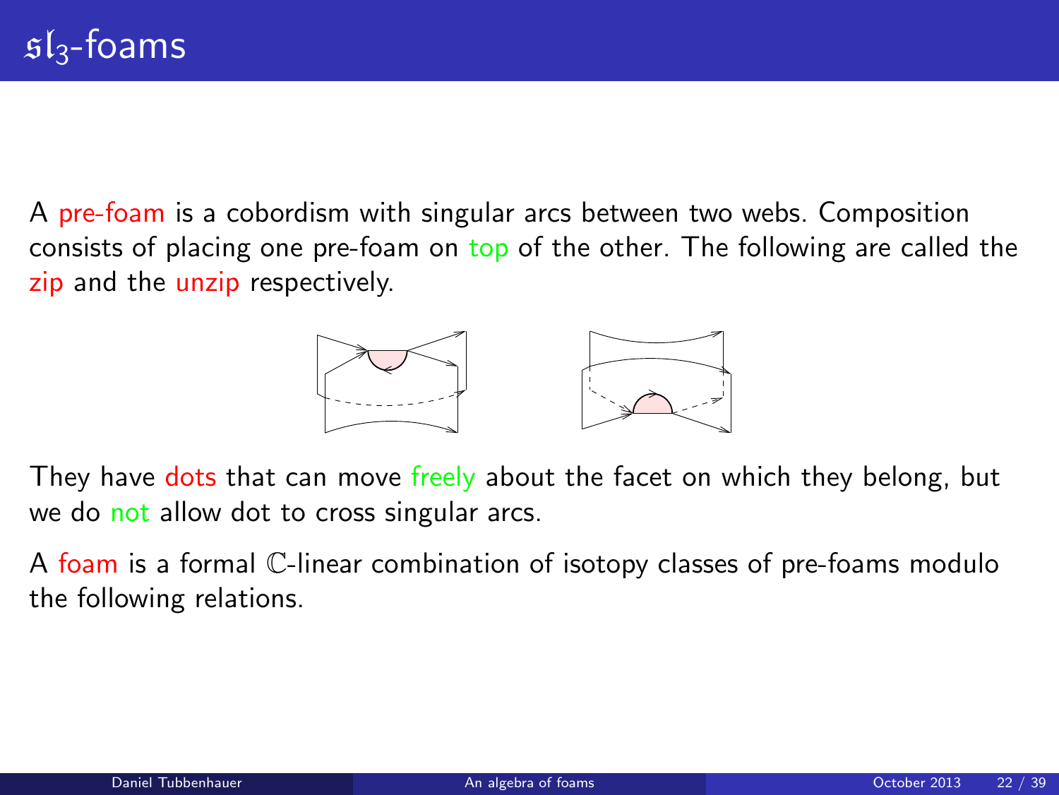# $\mathfrak{sl}_3$-foams

A pre-foam is a cobordism with singular arcs between two webs. Composition consists of placing one pre-foam on top of the other. The following are called the zip and the unzip respectively.

They have dots that can move freely about the facet on which they belong, but we do not allow dot to cross singular arcs.

A foam is a formal $\mathbb{C}$-linear combination of isotopy classes of pre-foams modulo the following relations.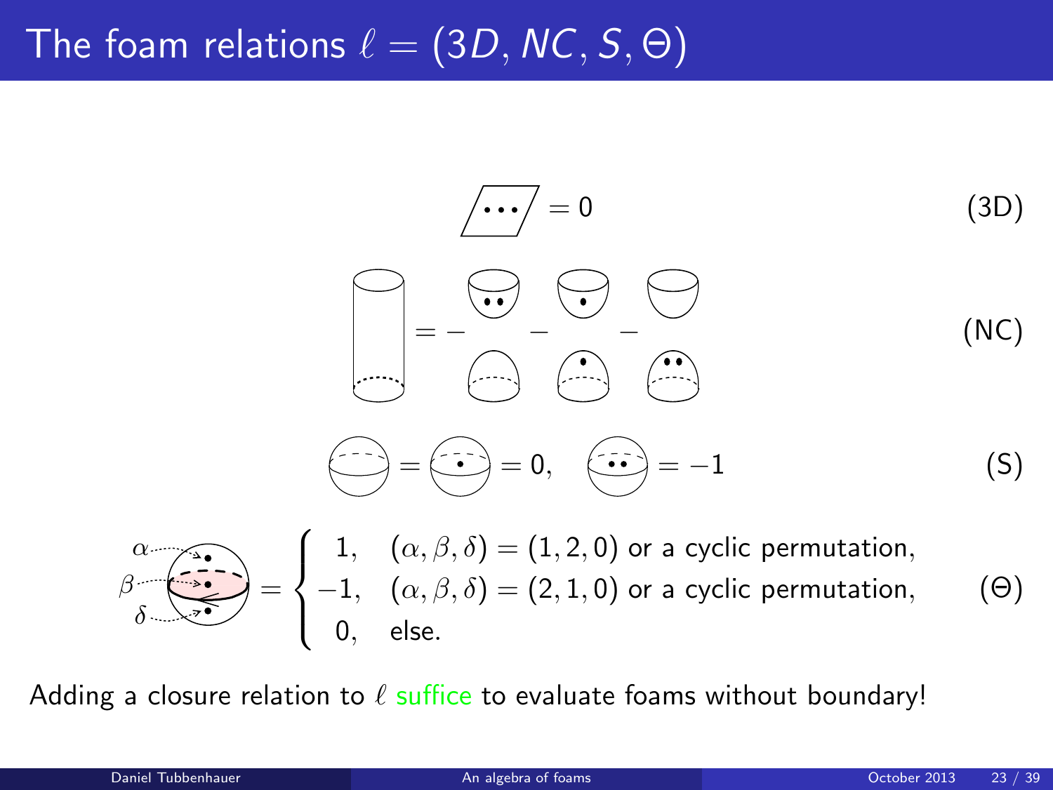# The foam relations $\ell = (3D, NC, S, \Theta)$

$$= 0 \qquad \text{(3D)}$$

$$= - \quad - \quad - \qquad \text{(NC)}$$

$$= \quad = 0, \quad = -1 \qquad \text{(S)}$$

$$= \begin{cases} 1, & (\alpha, \beta, \delta) = (1, 2, 0) \text{ or a cyclic permutation,} \\ -1, & (\alpha, \beta, \delta) = (2, 1, 0) \text{ or a cyclic permutation,} \\ 0, & \text{else.} \end{cases} \qquad (\Theta)$$

Adding a closure relation to $\ell$ suffice to evaluate foams without boundary!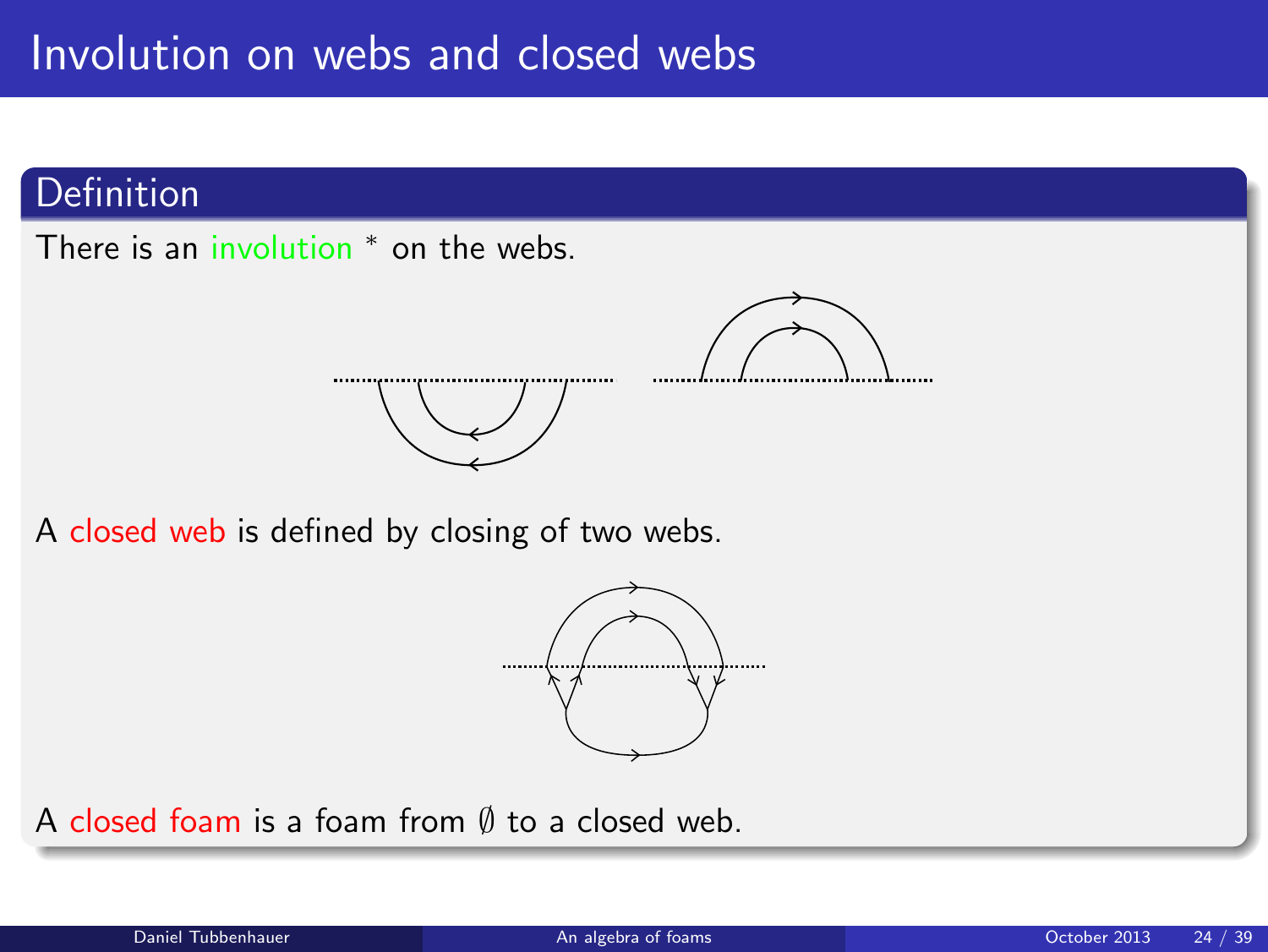# Involution on webs and closed webs

## Definition

There is an involution $^*$ on the webs.

A closed web is defined by closing of two webs.

A closed foam is a foam from $\emptyset$ to a closed web.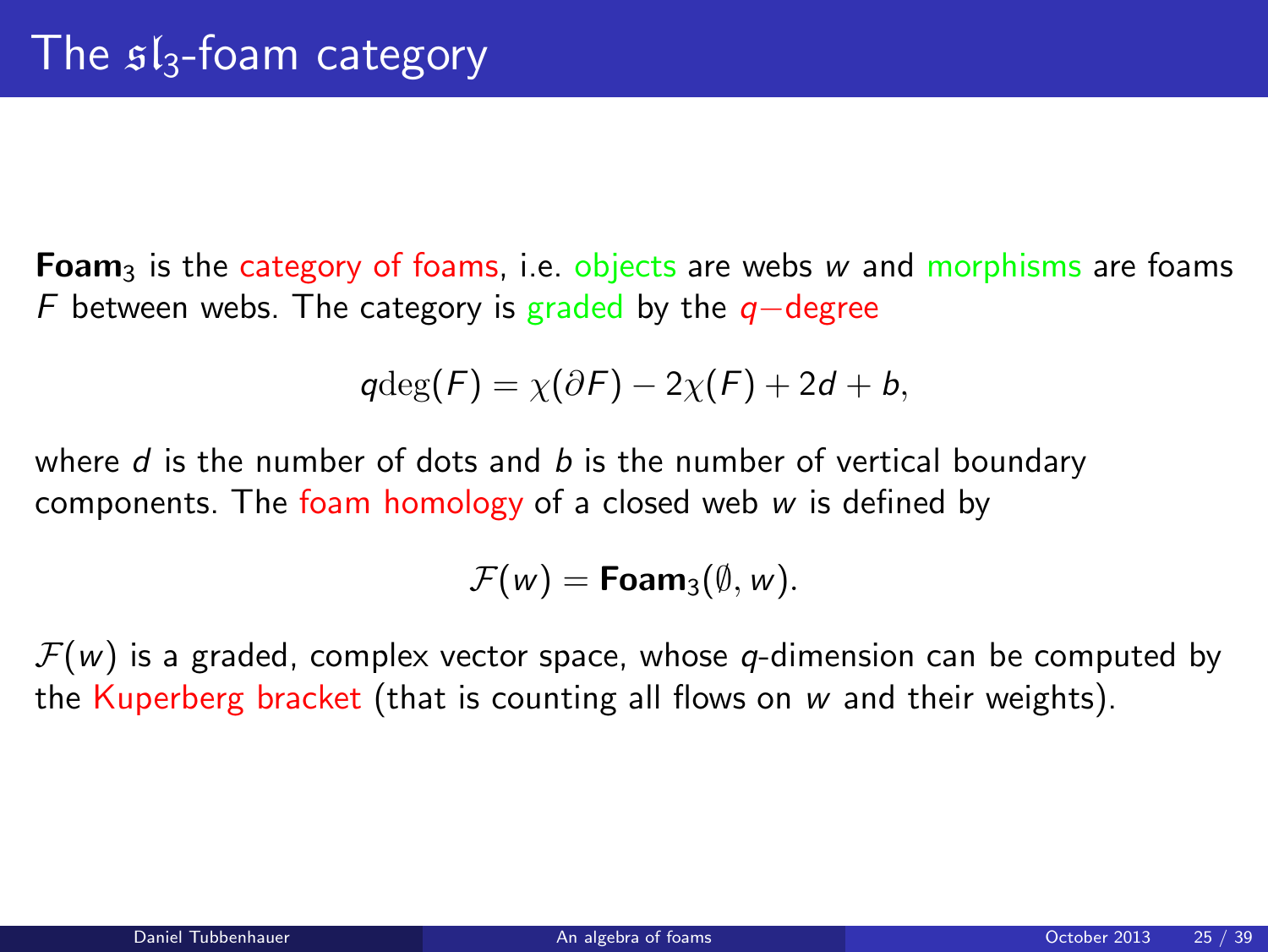# The $\mathfrak{sl}_3$-foam category

**Foam**$_3$ is the category of foams, i.e. objects are webs $w$ and morphisms are foams $F$ between webs. The category is graded by the $q-$degree

$$q\mathrm{deg}(F) = \chi(\partial F) - 2\chi(F) + 2d + b,$$

where $d$ is the number of dots and $b$ is the number of vertical boundary components. The foam homology of a closed web $w$ is defined by

$$\mathcal{F}(w) = \mathbf{Foam}_3(\emptyset, w).$$

$\mathcal{F}(w)$ is a graded, complex vector space, whose $q$-dimension can be computed by the Kuperberg bracket (that is counting all flows on $w$ and their weights).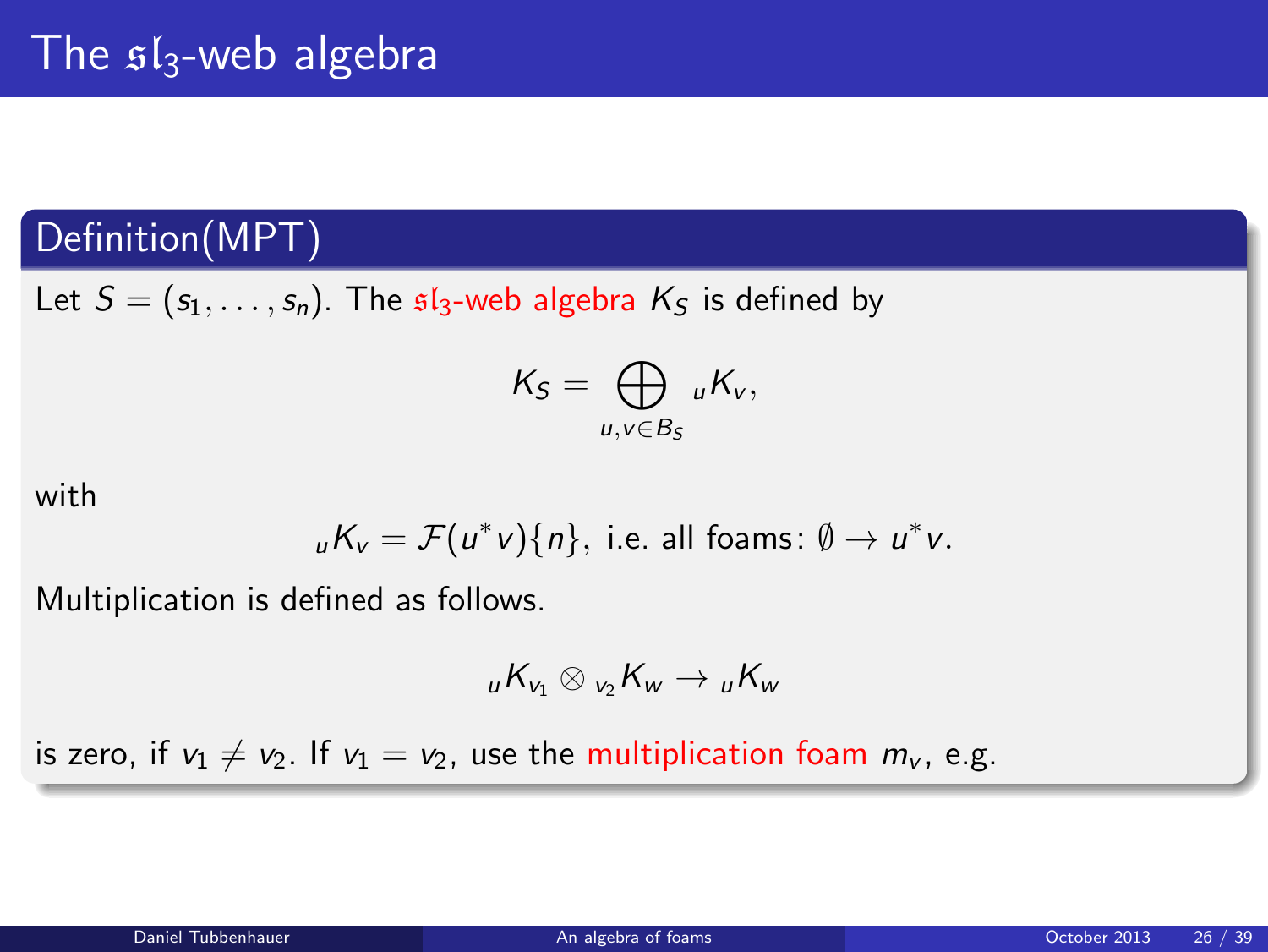# The $\mathfrak{sl}_3$-web algebra

## Definition(MPT)

Let $S = (s_1, \ldots, s_n)$. The $\mathfrak{sl}_3$-web algebra $K_S$ is defined by

$$K_S = \bigoplus_{u,v \in B_S} {}_uK_v,$$

with

$${}_uK_v = \mathcal{F}(u^*v)\{n\}, \text{ i.e. all foams: } \emptyset \to u^*v.$$

Multiplication is defined as follows.

$${}_uK_{v_1} \otimes {}_{v_2}K_w \to {}_uK_w$$

is zero, if $v_1 \neq v_2$. If $v_1 = v_2$, use the multiplication foam $m_v$, e.g.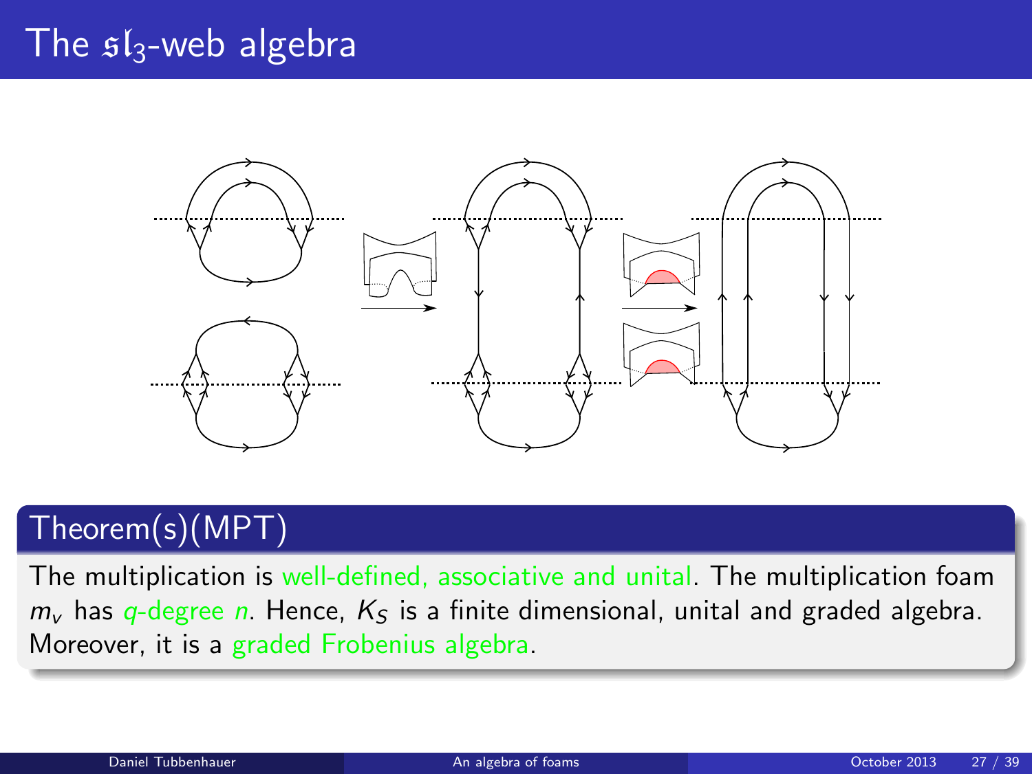# The $\mathfrak{sl}_3$-web algebra

## Theorem(s)(MPT)

The multiplication is well-defined, associative and unital. The multiplication foam $m_v$ has $q$-degree $n$. Hence, $K_S$ is a finite dimensional, unital and graded algebra. Moreover, it is a graded Frobenius algebra.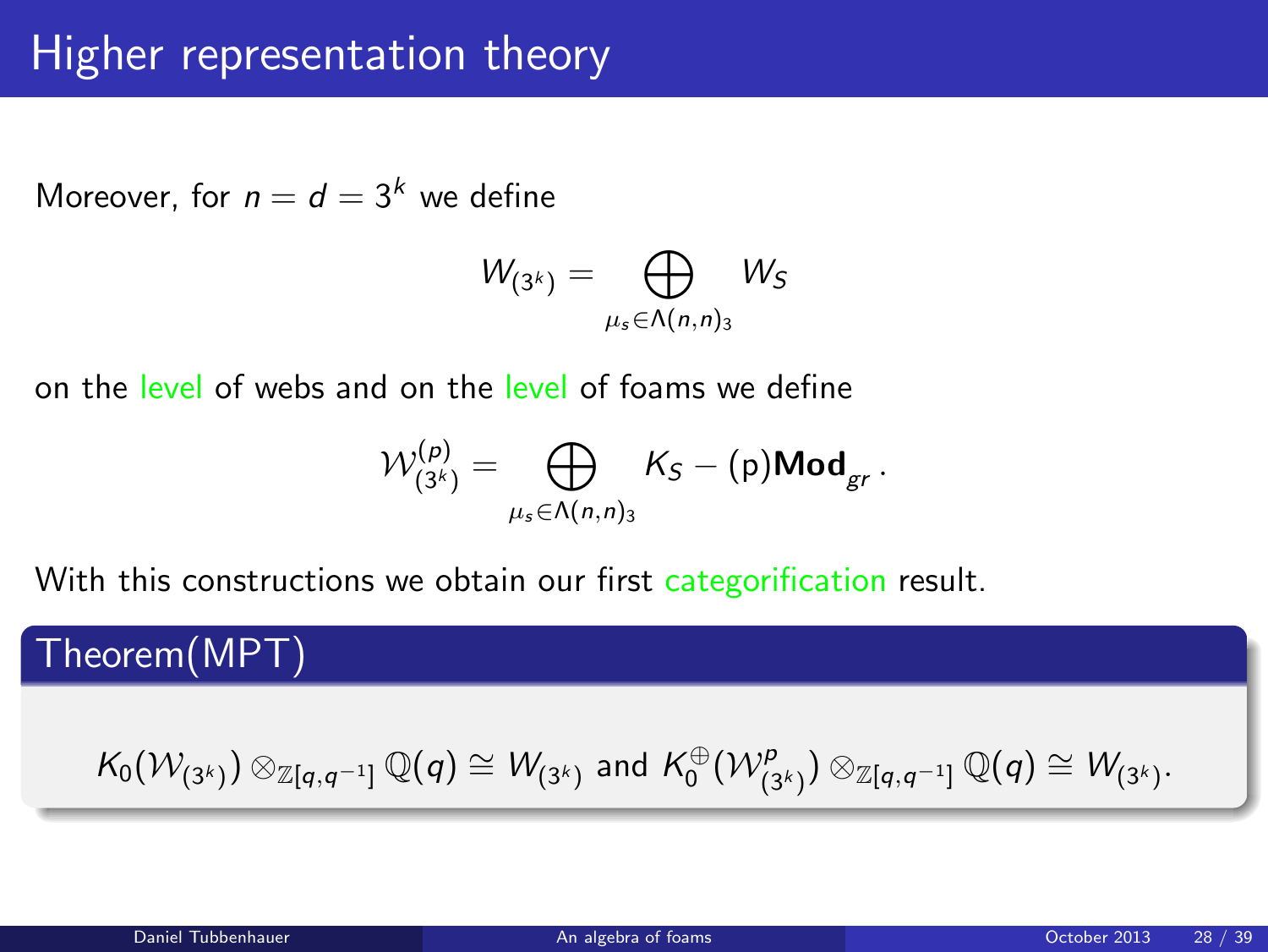# Higher representation theory

Moreover, for $n = d = 3^k$ we define

$$W_{(3^k)} = \bigoplus_{\mu_s \in \Lambda(n,n)_3} W_S$$

on the level of webs and on the level of foams we define

$$\mathcal{W}^{(p)}_{(3^k)} = \bigoplus_{\mu_s \in \Lambda(n,n)_3} K_S - (\mathrm{p})\mathbf{Mod}_{gr}.$$

With this constructions we obtain our first categorification result.

**Theorem(MPT)**

$$K_0(\mathcal{W}_{(3^k)}) \otimes_{\mathbb{Z}[q,q^{-1}]} \mathbb{Q}(q) \cong W_{(3^k)} \text{ and } K_0^{\oplus}(\mathcal{W}^p_{(3^k)}) \otimes_{\mathbb{Z}[q,q^{-1}]} \mathbb{Q}(q) \cong W_{(3^k)}.$$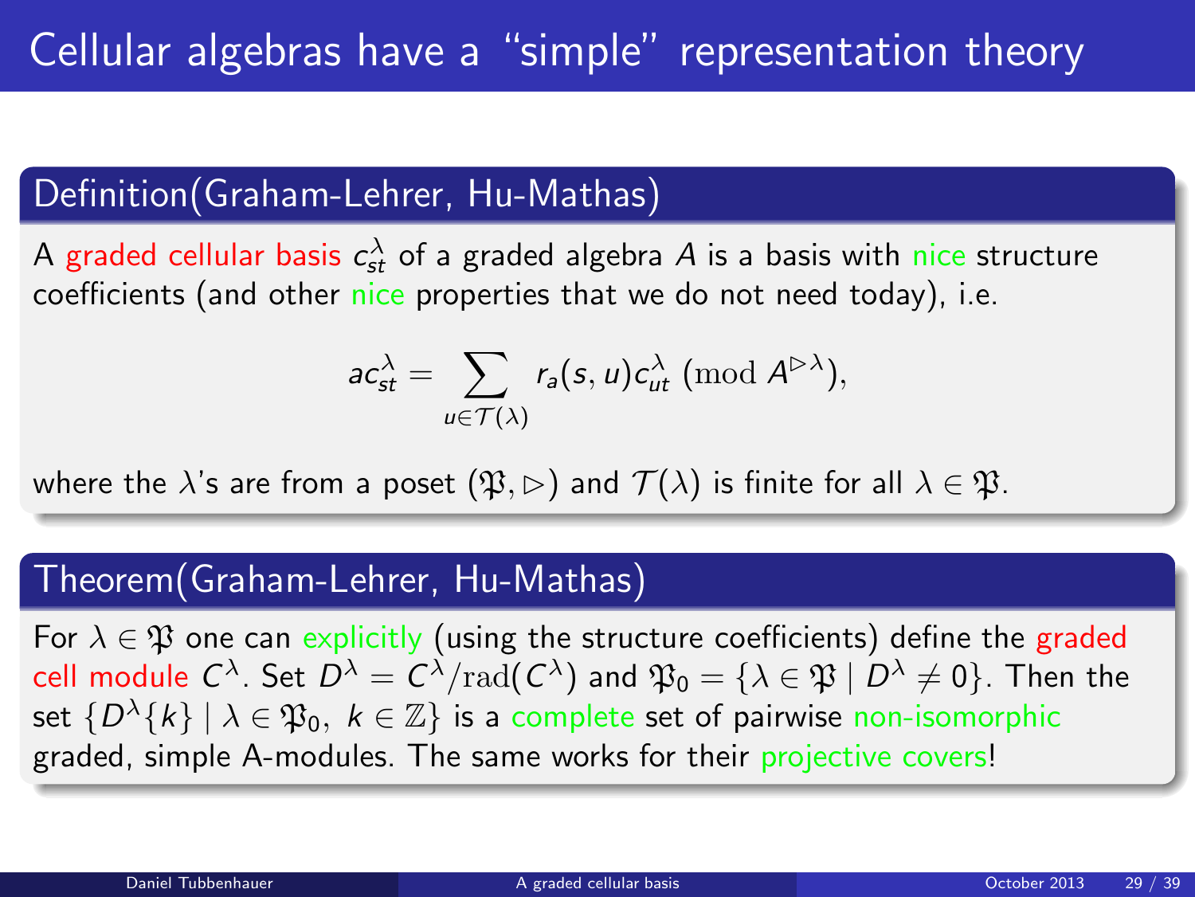# Cellular algebras have a "simple" representation theory

## Definition(Graham-Lehrer, Hu-Mathas)

A graded cellular basis $c^{\lambda}_{st}$ of a graded algebra $A$ is a basis with nice structure coefficients (and other nice properties that we do not need today), i.e.

$$ac^{\lambda}_{st} = \sum_{u \in \mathcal{T}(\lambda)} r_a(s,u) c^{\lambda}_{ut} \pmod{A^{\rhd \lambda}},$$

where the $\lambda$'s are from a poset $(\mathfrak{P}, \rhd)$ and $\mathcal{T}(\lambda)$ is finite for all $\lambda \in \mathfrak{P}$.

## Theorem(Graham-Lehrer, Hu-Mathas)

For $\lambda \in \mathfrak{P}$ one can explicitly (using the structure coefficients) define the graded cell module $C^{\lambda}$. Set $D^{\lambda} = C^{\lambda}/\mathrm{rad}(C^{\lambda})$ and $\mathfrak{P}_0 = \{\lambda \in \mathfrak{P} \mid D^{\lambda} \neq 0\}$. Then the set $\{D^{\lambda}\{k\} \mid \lambda \in \mathfrak{P}_0,\ k \in \mathbb{Z}\}$ is a complete set of pairwise non-isomorphic graded, simple A-modules. The same works for their projective covers!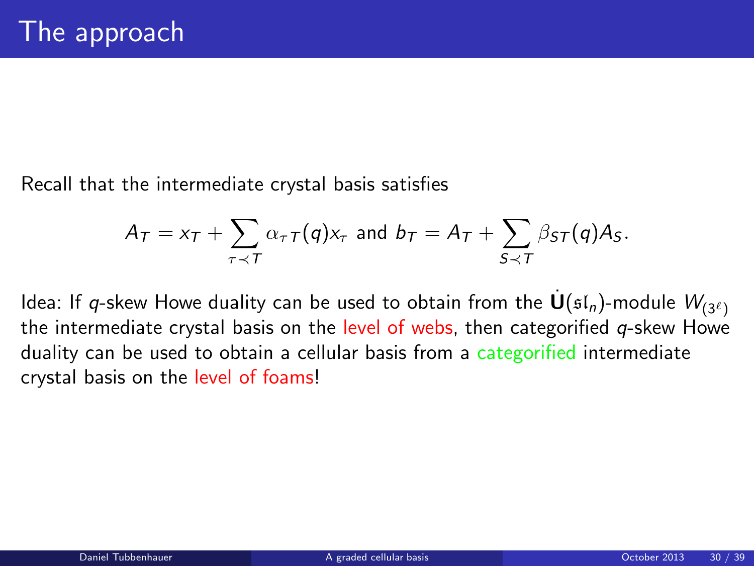# The approach

Recall that the intermediate crystal basis satisfies

$$A_T = x_T + \sum_{\tau \prec T} \alpha_{\tau T}(q) x_\tau \text{ and } b_T = A_T + \sum_{S \prec T} \beta_{ST}(q) A_S.$$

Idea: If $q$-skew Howe duality can be used to obtain from the $\dot{\mathbf{U}}(\mathfrak{sl}_n)$-module $W_{(3^\ell)}$ the intermediate crystal basis on the level of webs, then categorified $q$-skew Howe duality can be used to obtain a cellular basis from a categorified intermediate crystal basis on the level of foams!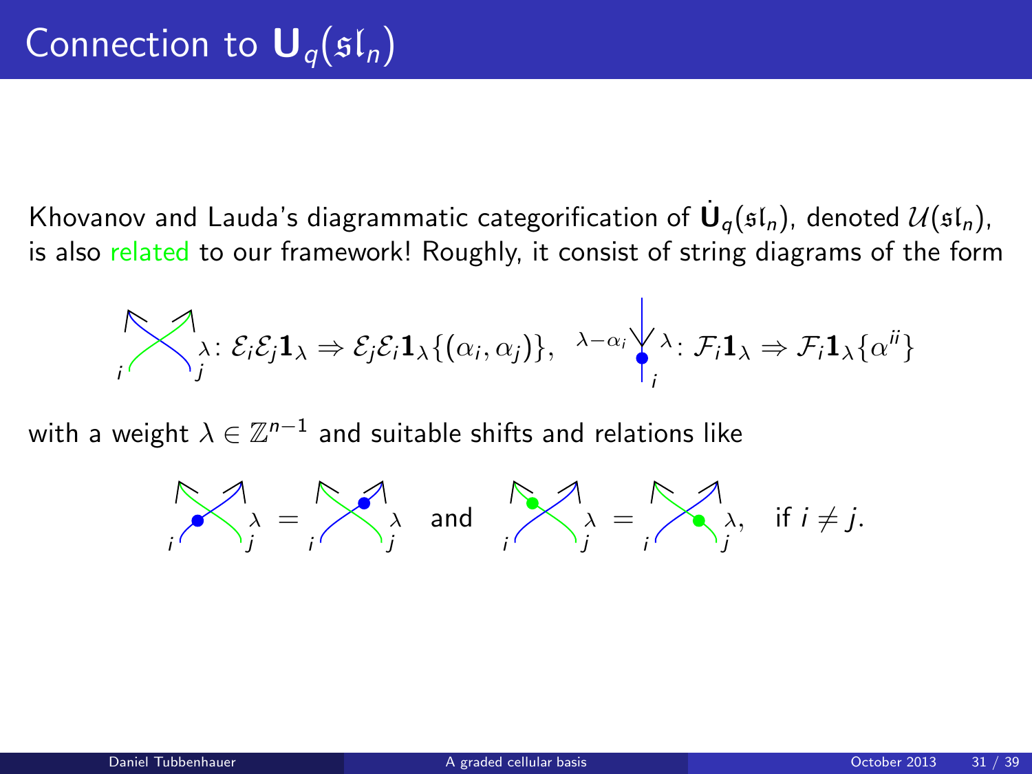# Connection to $\mathbf{U}_q(\mathfrak{sl}_n)$

Khovanov and Lauda's diagrammatic categorification of $\dot{\mathbf{U}}_q(\mathfrak{sl}_n)$, denoted $\mathcal{U}(\mathfrak{sl}_n)$, is also related to our framework! Roughly, it consist of string diagrams of the form

$$\lambda\colon \mathcal{E}_i\mathcal{E}_j\mathbf{1}_\lambda \Rightarrow \mathcal{E}_j\mathcal{E}_i\mathbf{1}_\lambda\{(\alpha_i,\alpha_j)\}, \quad {}^{\lambda-\alpha_i}\ \lambda\colon \mathcal{F}_i\mathbf{1}_\lambda \Rightarrow \mathcal{F}_i\mathbf{1}_\lambda\{\alpha^{ii}\}$$

with a weight $\lambda \in \mathbb{Z}^{n-1}$ and suitable shifts and relations like

$$\lambda = \lambda \quad \text{and} \quad \lambda = \lambda, \quad \text{if } i \neq j.$$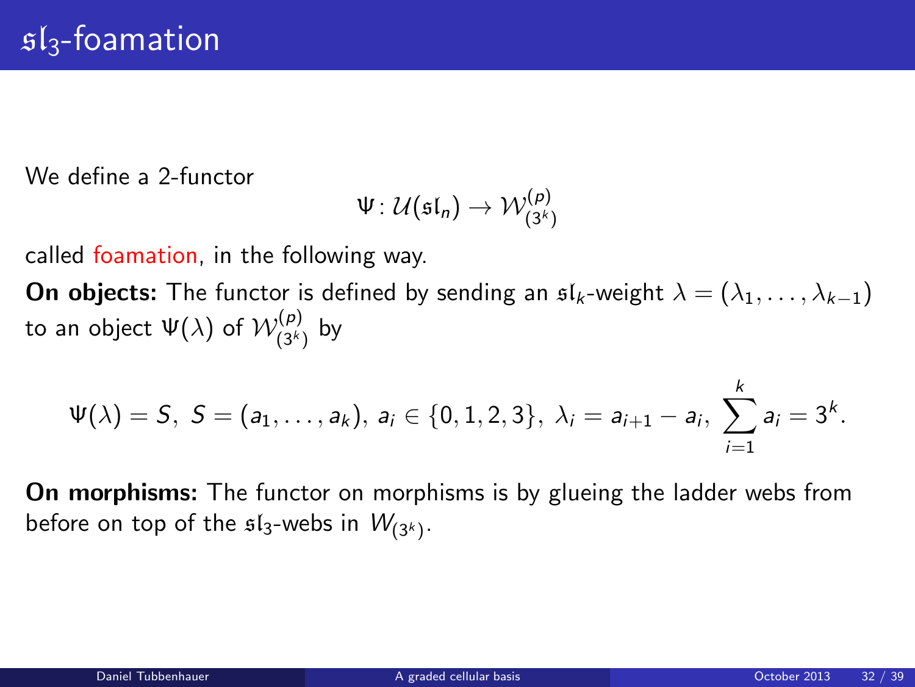# $\mathfrak{sl}_3$-foamation

We define a 2-functor

$$\Psi \colon \mathcal{U}(\mathfrak{sl}_n) \to \mathcal{W}^{(p)}_{(3^k)}$$

called foamation, in the following way.

**On objects:** The functor is defined by sending an $\mathfrak{sl}_k$-weight $\lambda = (\lambda_1, \ldots, \lambda_{k-1})$ to an object $\Psi(\lambda)$ of $\mathcal{W}^{(p)}_{(3^k)}$ by

$$\Psi(\lambda) = S,\ S = (a_1, \ldots, a_k),\ a_i \in \{0,1,2,3\},\ \lambda_i = a_{i+1} - a_i,\ \sum_{i=1}^{k} a_i = 3^k.$$

**On morphisms:** The functor on morphisms is by glueing the ladder webs from before on top of the $\mathfrak{sl}_3$-webs in $W_{(3^k)}$.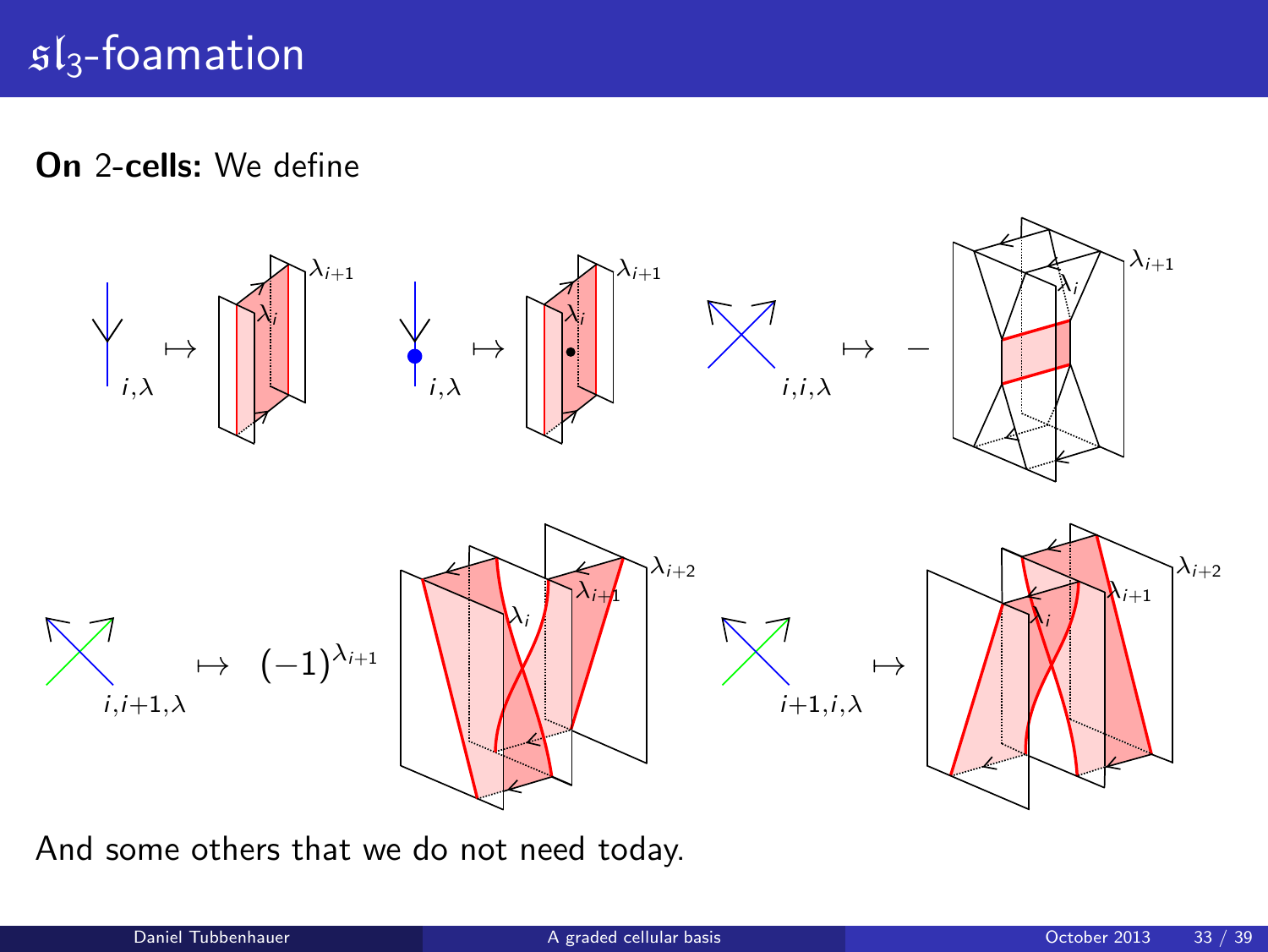# $\mathfrak{sl}_3$-foamation

**On** 2-**cells:** We define

$i,\lambda \mapsto$ $\lambda_{i+1}$ $\lambda_i$ $\quad$ $i,\lambda \mapsto$ $\lambda_{i+1}$ $\lambda_i$ $\quad$ $i,i,\lambda \mapsto -$ $\lambda_{i+1}$ $\lambda_i$

$i,i{+}1,\lambda \mapsto (-1)^{\lambda_{i+1}}$ $\lambda_{i+2}$ $\lambda_{i+1}$ $\lambda_i$ $\quad$ $i{+}1,i,\lambda \mapsto$ $\lambda_{i+2}$ $\lambda_{i+1}$ $\lambda_i$

And some others that we do not need today.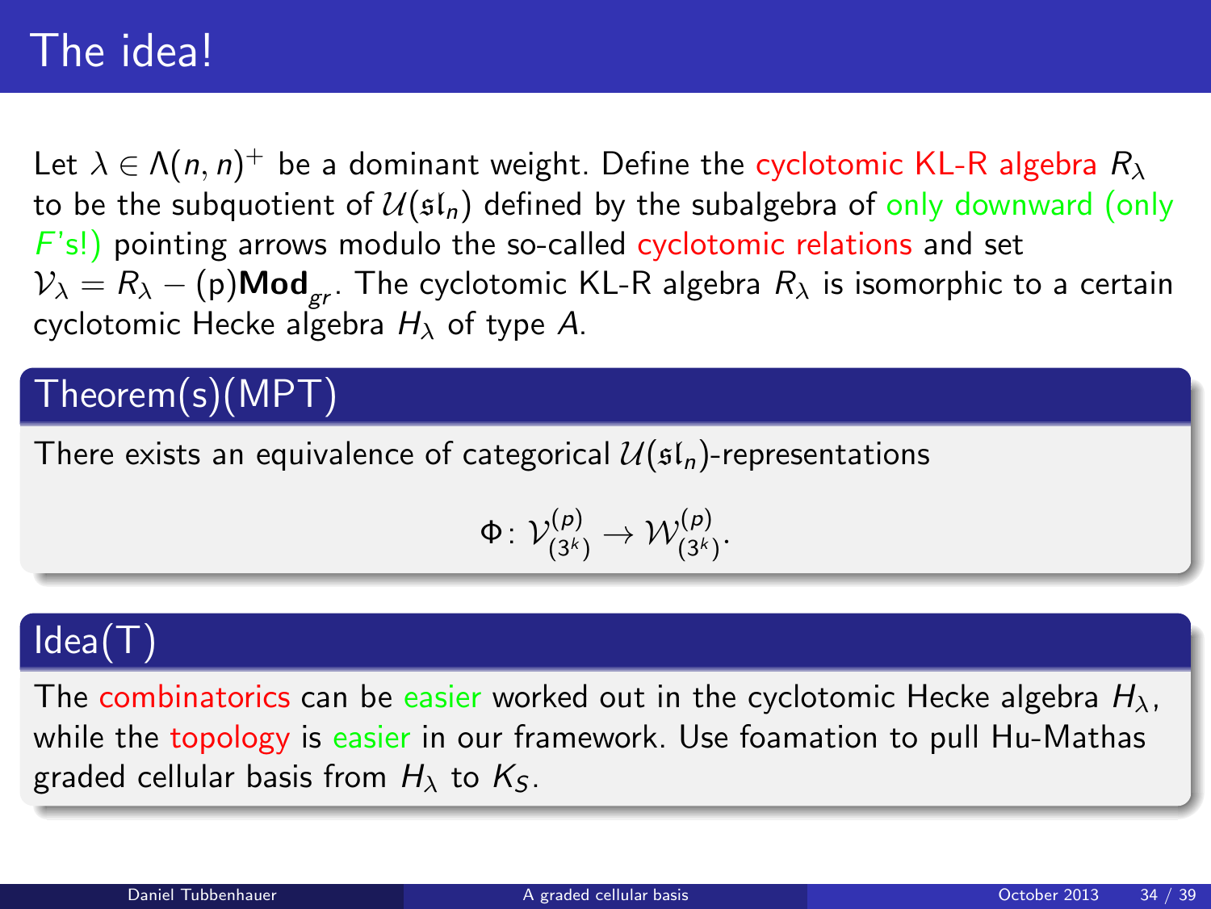# The idea!

Let $\lambda \in \Lambda(n,n)^+$ be a dominant weight. Define the cyclotomic KL-R algebra $R_\lambda$ to be the subquotient of $\mathcal{U}(\mathfrak{sl}_n)$ defined by the subalgebra of only downward (only $F$'s!) pointing arrows modulo the so-called cyclotomic relations and set $\mathcal{V}_\lambda = R_\lambda - (\mathrm{p})\mathbf{Mod}_{gr}$. The cyclotomic KL-R algebra $R_\lambda$ is isomorphic to a certain cyclotomic Hecke algebra $H_\lambda$ of type $A$.

## Theorem(s)(MPT)

There exists an equivalence of categorical $\mathcal{U}(\mathfrak{sl}_n)$-representations

$$\Phi\colon \mathcal{V}^{(p)}_{(3^k)} \to \mathcal{W}^{(p)}_{(3^k)}.$$

## Idea(T)

The combinatorics can be easier worked out in the cyclotomic Hecke algebra $H_\lambda$, while the topology is easier in our framework. Use foamation to pull Hu-Mathas graded cellular basis from $H_\lambda$ to $K_S$.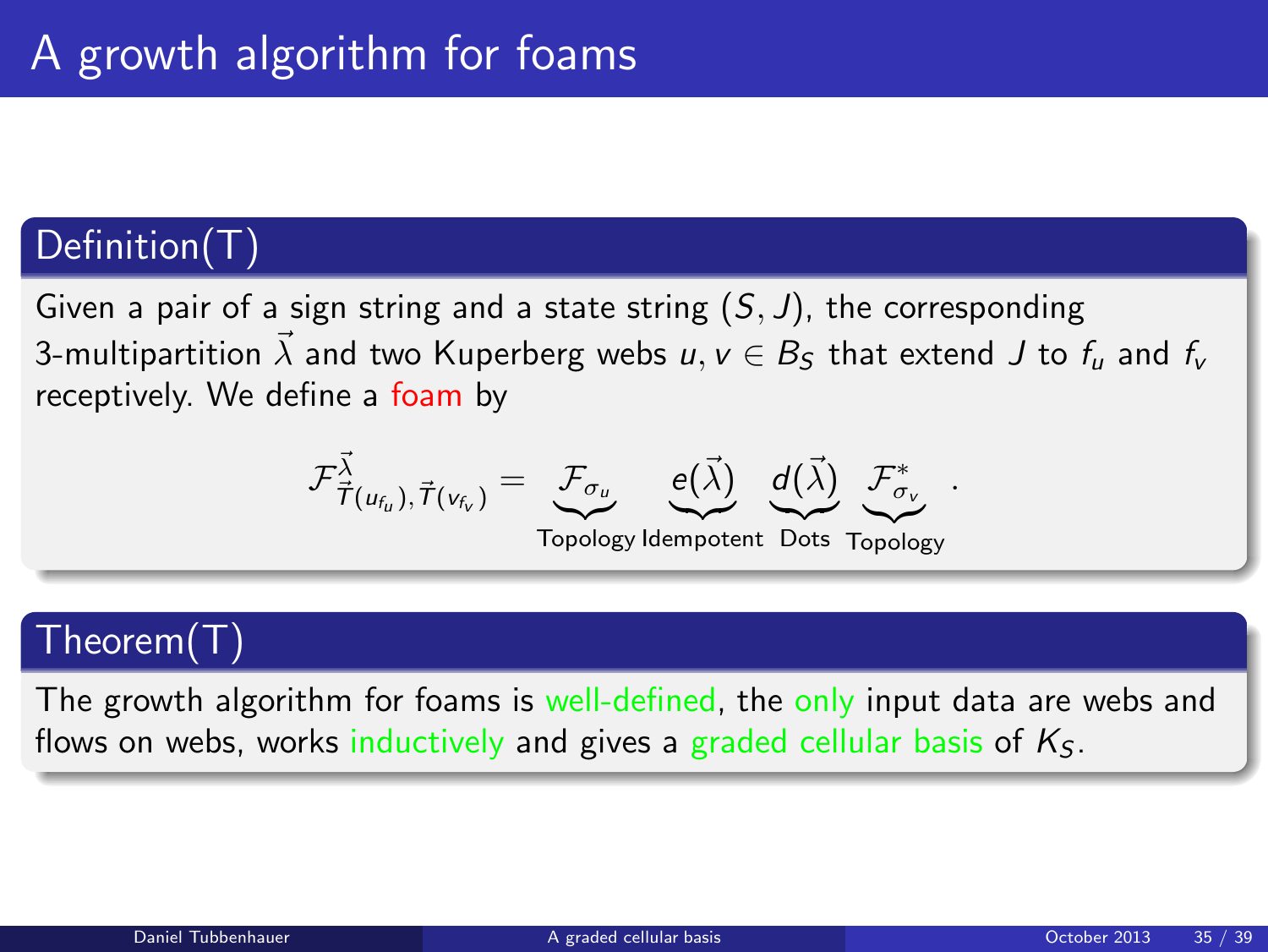# A growth algorithm for foams

## Definition(T)

Given a pair of a sign string and a state string $(S, J)$, the corresponding 3-multipartition $\vec{\lambda}$ and two Kuperberg webs $u, v \in B_S$ that extend $J$ to $f_u$ and $f_v$ receptively. We define a foam by

$$\mathcal{F}^{\vec{\lambda}}_{\vec{T}(u_{f_u}), \vec{T}(v_{f_v})} = \underbrace{\mathcal{F}_{\sigma_u}}_{\text{Topology}} \underbrace{e(\vec{\lambda})}_{\text{Idempotent}} \underbrace{d(\vec{\lambda})}_{\text{Dots}} \underbrace{\mathcal{F}^*_{\sigma_v}}_{\text{Topology}}.$$

## Theorem(T)

The growth algorithm for foams is well-defined, the only input data are webs and flows on webs, works inductively and gives a graded cellular basis of $K_S$.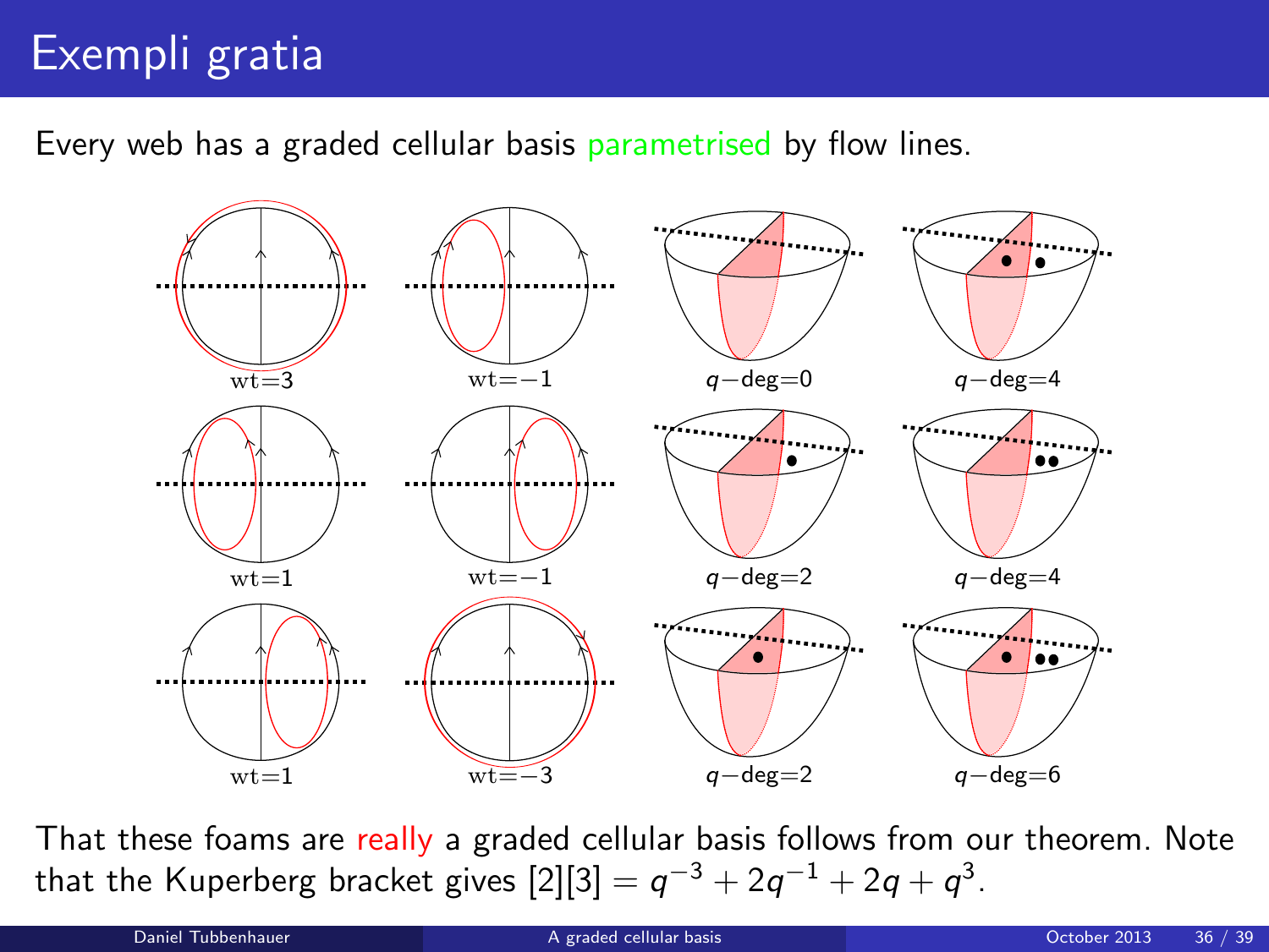# Exempli gratia

Every web has a graded cellular basis parametrised by flow lines.

wt=3

wt=−1

$q$−deg=0

$q$−deg=4

wt=1

wt=−1

$q$−deg=2

$q$−deg=4

wt=1

wt=−3

$q$−deg=2

$q$−deg=6

That these foams are really a graded cellular basis follows from our theorem. Note that the Kuperberg bracket gives $[2][3] = q^{-3} + 2q^{-1} + 2q + q^3$.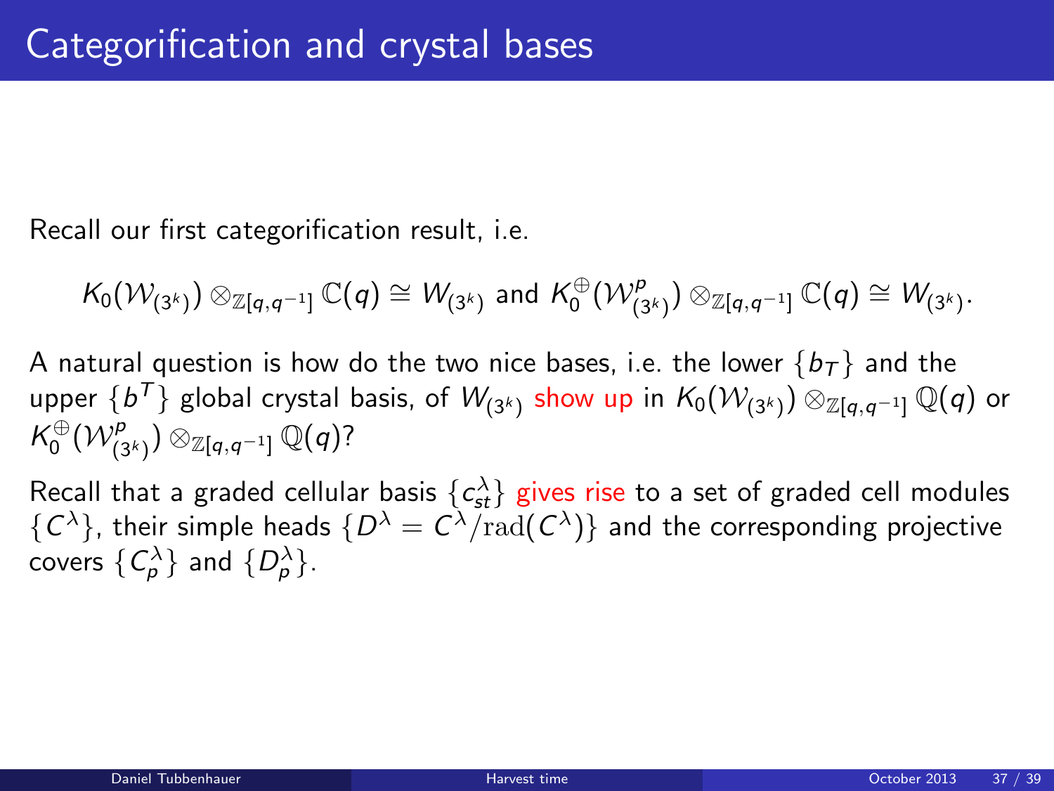# Categorification and crystal bases

Recall our first categorification result, i.e.

$$K_0(\mathcal{W}_{(3^k)}) \otimes_{\mathbb{Z}[q,q^{-1}]} \mathbb{C}(q) \cong W_{(3^k)} \text{ and } K_0^{\oplus}(\mathcal{W}^p_{(3^k)}) \otimes_{\mathbb{Z}[q,q^{-1}]} \mathbb{C}(q) \cong W_{(3^k)}.$$

A natural question is how do the two nice bases, i.e. the lower $\{b_T\}$ and the upper $\{b^T\}$ global crystal basis, of $W_{(3^k)}$ show up in $K_0(\mathcal{W}_{(3^k)}) \otimes_{\mathbb{Z}[q,q^{-1}]} \mathbb{Q}(q)$ or $K_0^{\oplus}(\mathcal{W}^p_{(3^k)}) \otimes_{\mathbb{Z}[q,q^{-1}]} \mathbb{Q}(q)$?

Recall that a graded cellular basis $\{c^{\lambda}_{st}\}$ gives rise to a set of graded cell modules $\{C^{\lambda}\}$, their simple heads $\{D^{\lambda} = C^{\lambda}/\mathrm{rad}(C^{\lambda})\}$ and the corresponding projective covers $\{C^{\lambda}_p\}$ and $\{D^{\lambda}_p\}$.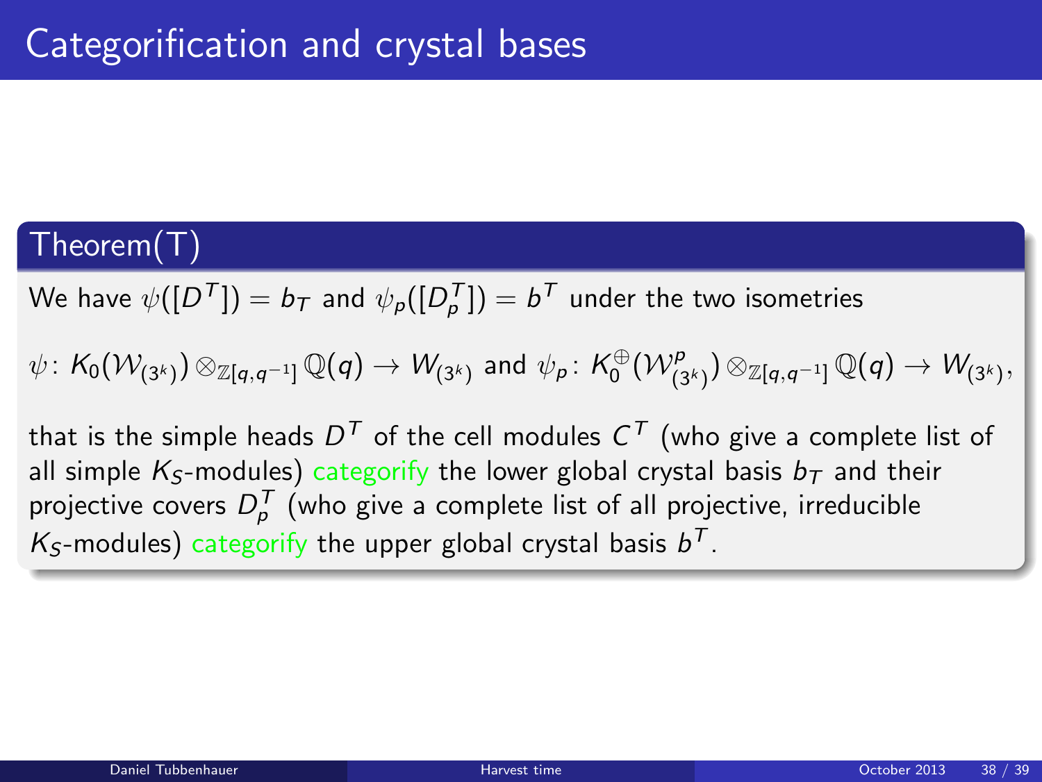# Categorification and crystal bases

### Theorem(T)

We have $\psi([D^T]) = b_T$ and $\psi_p([D_p^T]) = b^T$ under the two isometries

$$\psi\colon K_0(\mathcal{W}_{(3^k)}) \otimes_{\mathbb{Z}[q,q^{-1}]} \mathbb{Q}(q) \to W_{(3^k)} \text{ and } \psi_p\colon K_0^{\oplus}(\mathcal{W}^p_{(3^k)}) \otimes_{\mathbb{Z}[q,q^{-1}]} \mathbb{Q}(q) \to W_{(3^k)},$$

that is the simple heads $D^T$ of the cell modules $C^T$ (who give a complete list of all simple $K_S$-modules) categorify the lower global crystal basis $b_T$ and their projective covers $D_p^T$ (who give a complete list of all projective, irreducible $K_S$-modules) categorify the upper global crystal basis $b^T$.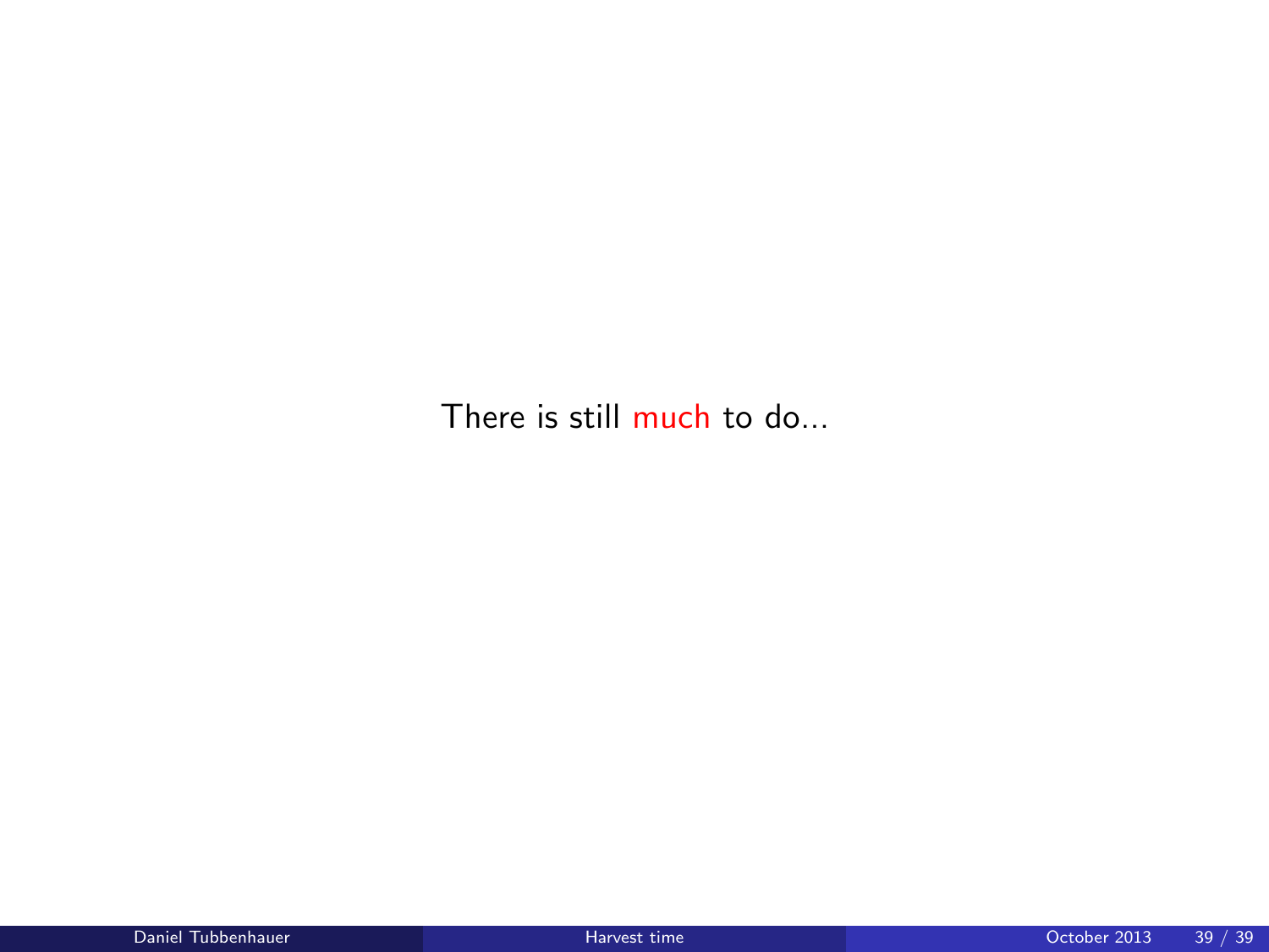There is still much to do...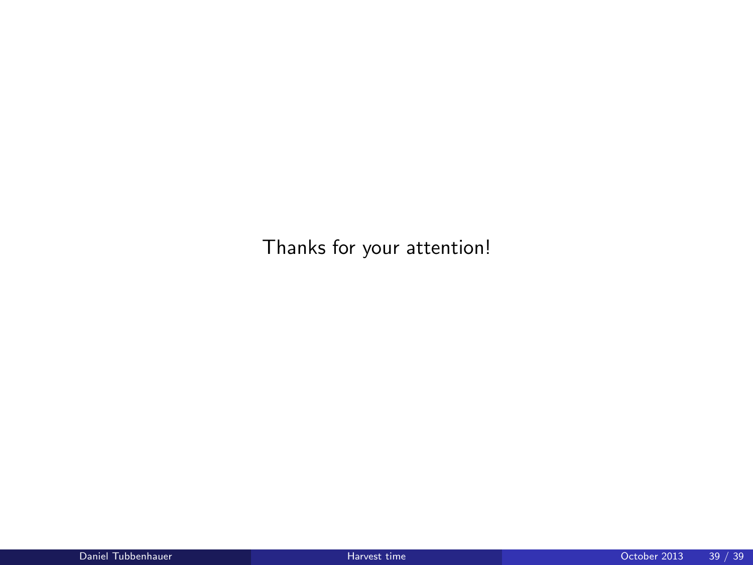Thanks for your attention!